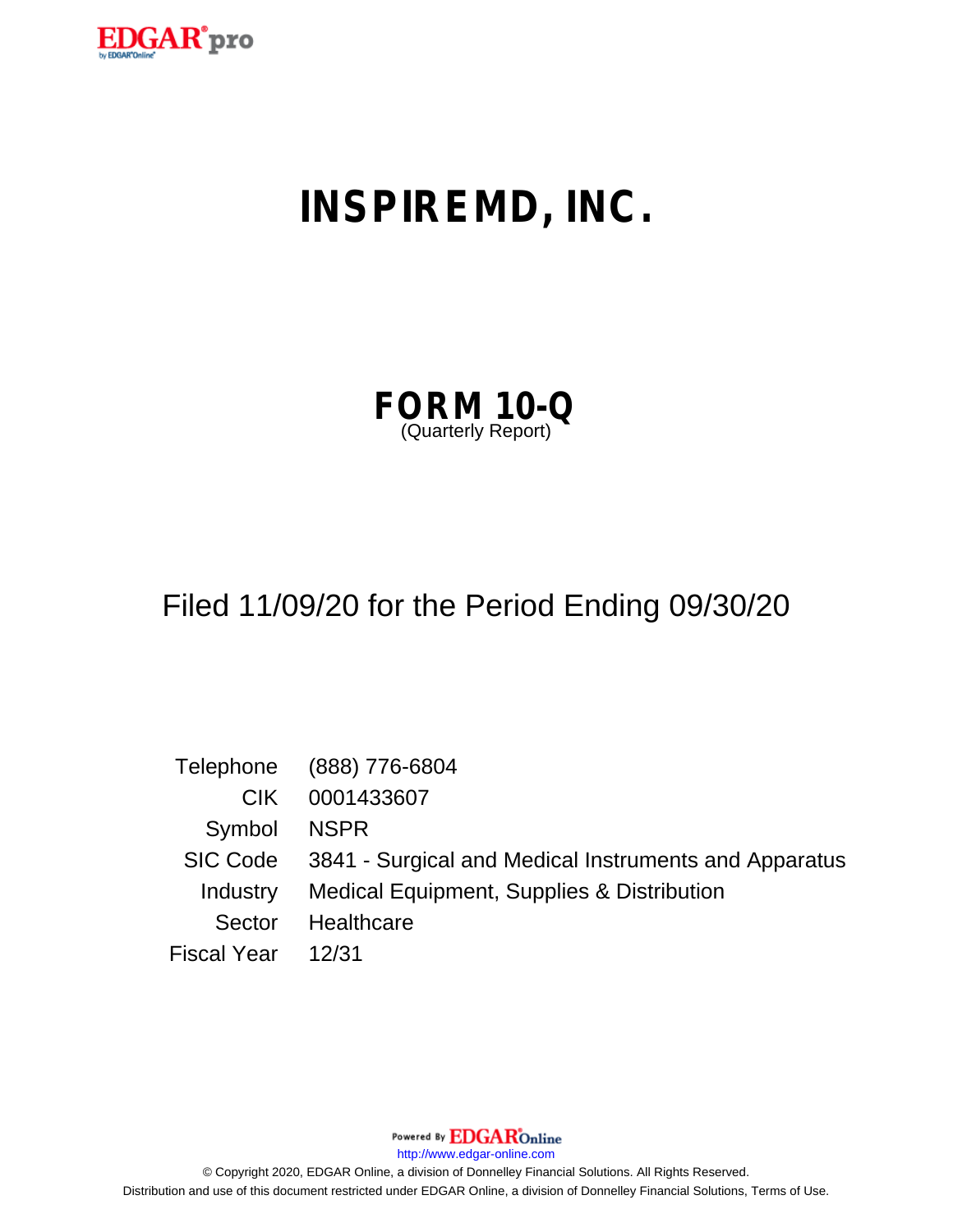# INSPIREMD, INC.

## FORM 10-Q
(Quarterly Report)

Filed 11/09/20 for the Period Ending 09/30/20

| | |
|---|---|
| Telephone | (888) 776-6804 |
| CIK | 0001433607 |
| Symbol | NSPR |
| SIC Code | 3841 - Surgical and Medical Instruments and Apparatus |
| Industry | Medical Equipment, Supplies & Distribution |
| Sector | Healthcare |
| Fiscal Year | 12/31 |

Powered By EDGAR Online

http://www.edgar-online.com

© Copyright 2020, EDGAR Online, a division of Donnelley Financial Solutions. All Rights Reserved.
Distribution and use of this document restricted under EDGAR Online, a division of Donnelley Financial Solutions, Terms of Use.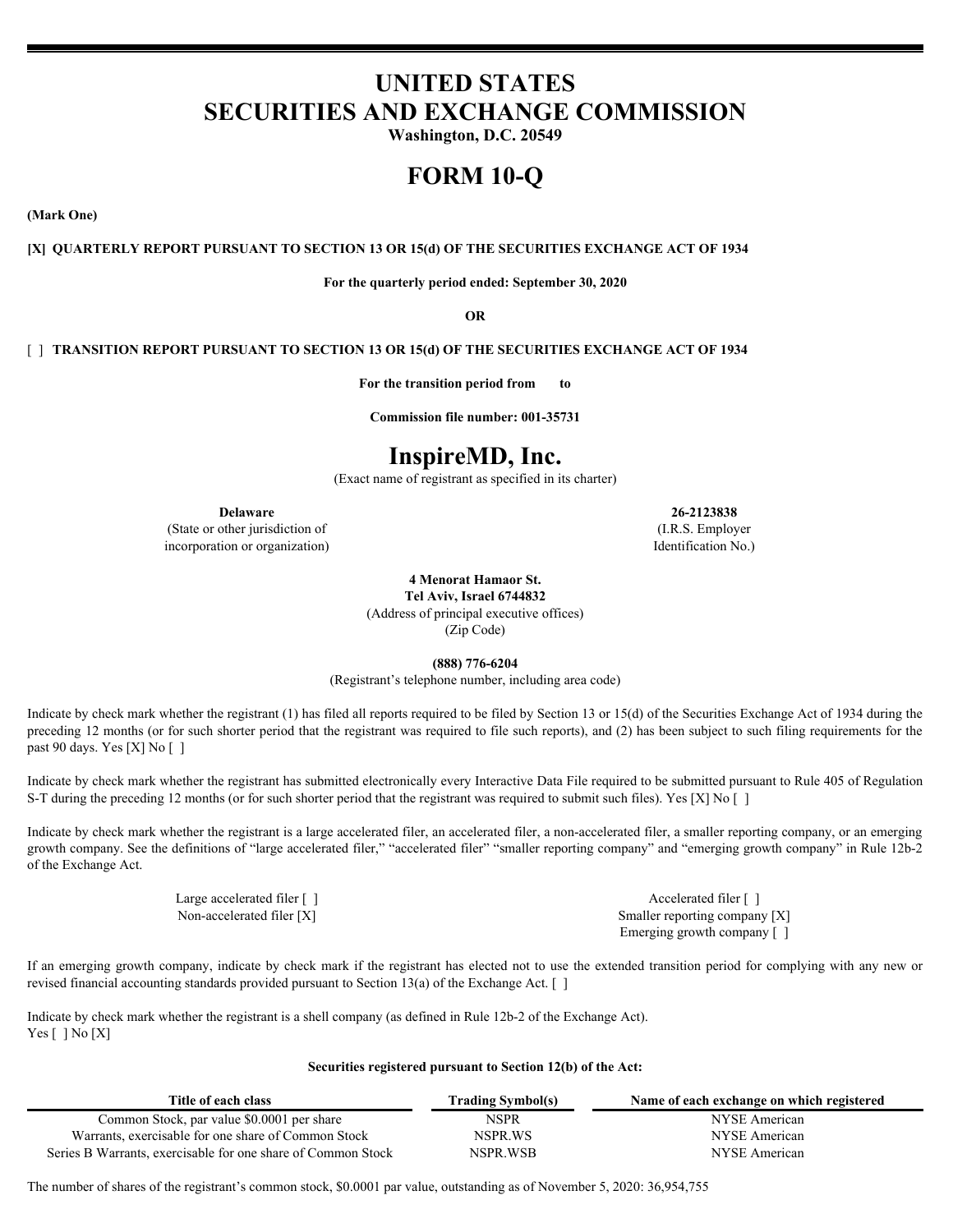# UNITED STATES
# SECURITIES AND EXCHANGE COMMISSION

**Washington, D.C. 20549**

# FORM 10-Q

**(Mark One)**

**[X] QUARTERLY REPORT PURSUANT TO SECTION 13 OR 15(d) OF THE SECURITIES EXCHANGE ACT OF 1934**

**For the quarterly period ended: September 30, 2020**

**OR**

[ ] **TRANSITION REPORT PURSUANT TO SECTION 13 OR 15(d) OF THE SECURITIES EXCHANGE ACT OF 1934**

**For the transition period from to**

**Commission file number: 001-35731**

# InspireMD, Inc.

(Exact name of registrant as specified in its charter)

| **Delaware** | **26-2123838** |
|---|---|
| (State or other jurisdiction of incorporation or organization) | (I.R.S. Employer Identification No.) |

**4 Menorat Hamaor St.**
**Tel Aviv, Israel 6744832**
(Address of principal executive offices)
(Zip Code)

**(888) 776-6204**
(Registrant's telephone number, including area code)

Indicate by check mark whether the registrant (1) has filed all reports required to be filed by Section 13 or 15(d) of the Securities Exchange Act of 1934 during the preceding 12 months (or for such shorter period that the registrant was required to file such reports), and (2) has been subject to such filing requirements for the past 90 days. Yes [X] No [ ]

Indicate by check mark whether the registrant has submitted electronically every Interactive Data File required to be submitted pursuant to Rule 405 of Regulation S-T during the preceding 12 months (or for such shorter period that the registrant was required to submit such files). Yes [X] No [ ]

Indicate by check mark whether the registrant is a large accelerated filer, an accelerated filer, a non-accelerated filer, a smaller reporting company, or an emerging growth company. See the definitions of "large accelerated filer," "accelerated filer" "smaller reporting company" and "emerging growth company" in Rule 12b-2 of the Exchange Act.

| | |
|---|---|
| Large accelerated filer [ ] | Accelerated filer [ ] |
| Non-accelerated filer [X] | Smaller reporting company [X] |
| | Emerging growth company [ ] |

If an emerging growth company, indicate by check mark if the registrant has elected not to use the extended transition period for complying with any new or revised financial accounting standards provided pursuant to Section 13(a) of the Exchange Act. [ ]

Indicate by check mark whether the registrant is a shell company (as defined in Rule 12b-2 of the Exchange Act).
Yes [ ] No [X]

**Securities registered pursuant to Section 12(b) of the Act:**

| Title of each class | Trading Symbol(s) | Name of each exchange on which registered |
|---|---|---|
| Common Stock, par value $0.0001 per share | NSPR | NYSE American |
| Warrants, exercisable for one share of Common Stock | NSPR.WS | NYSE American |
| Series B Warrants, exercisable for one share of Common Stock | NSPR.WSB | NYSE American |

The number of shares of the registrant's common stock, $0.0001 par value, outstanding as of November 5, 2020: 36,954,755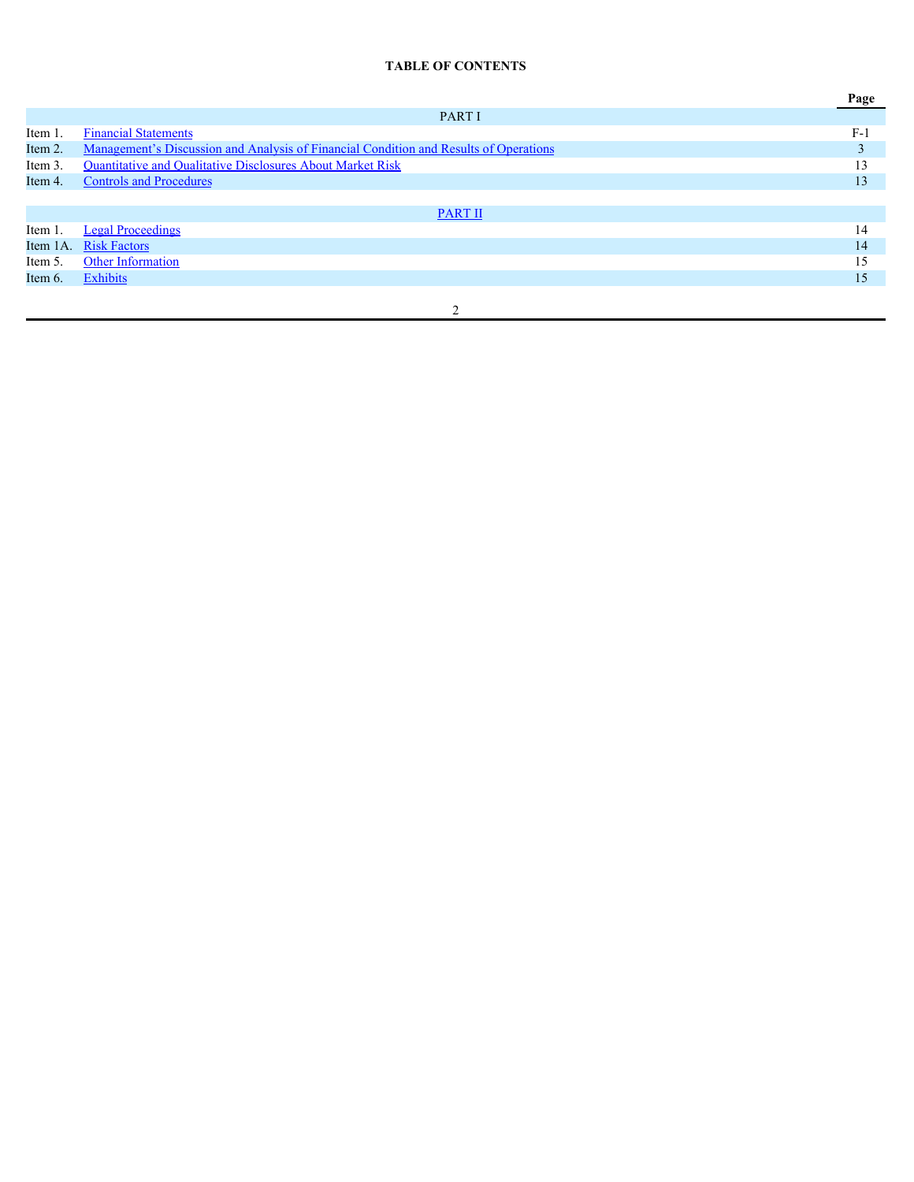**TABLE OF CONTENTS**

| | | Page |
|---|---|---|
| | PART I | |
| Item 1. | Financial Statements | F-1 |
| Item 2. | Management’s Discussion and Analysis of Financial Condition and Results of Operations | 3 |
| Item 3. | Quantitative and Qualitative Disclosures About Market Risk | 13 |
| Item 4. | Controls and Procedures | 13 |
| | PART II | |
| Item 1. | Legal Proceedings | 14 |
| Item 1A. | Risk Factors | 14 |
| Item 5. | Other Information | 15 |
| Item 6. | Exhibits | 15 |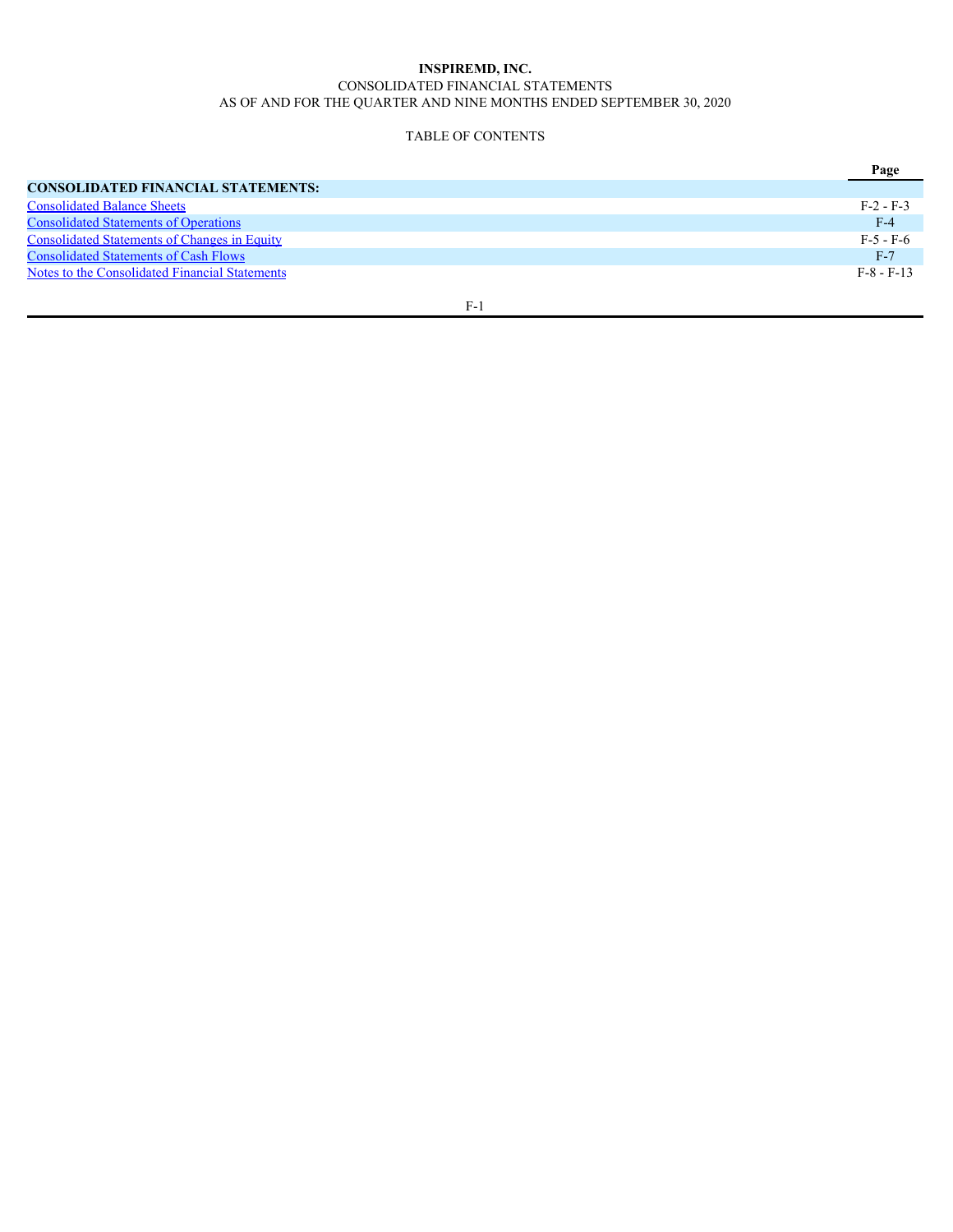**INSPIREMD, INC.**

CONSOLIDATED FINANCIAL STATEMENTS

AS OF AND FOR THE QUARTER AND NINE MONTHS ENDED SEPTEMBER 30, 2020

TABLE OF CONTENTS

| | Page |
|---|---|
| **CONSOLIDATED FINANCIAL STATEMENTS:** | |
| Consolidated Balance Sheets | F-2 - F-3 |
| Consolidated Statements of Operations | F-4 |
| Consolidated Statements of Changes in Equity | F-5 - F-6 |
| Consolidated Statements of Cash Flows | F-7 |
| Notes to the Consolidated Financial Statements | F-8 - F-13 |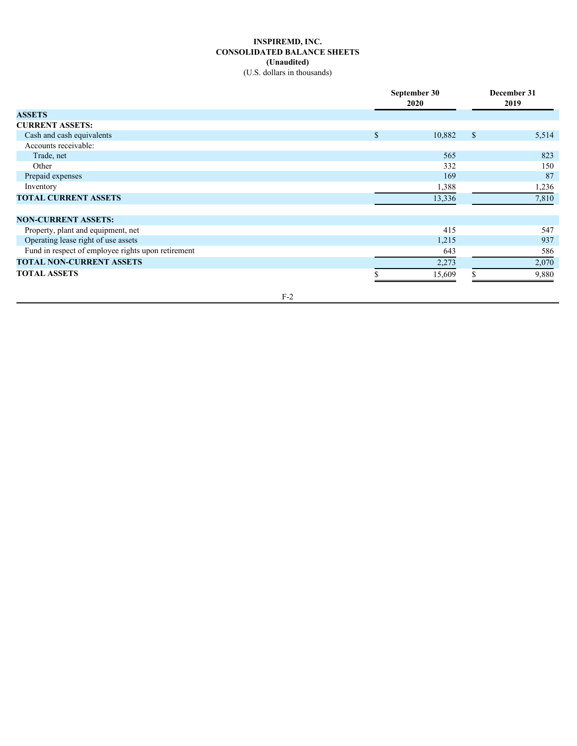# INSPIREMD, INC.
## CONSOLIDATED BALANCE SHEETS
### (Unaudited)
(U.S. dollars in thousands)

| | September 30 2020 | December 31 2019 |
|---|---|---|
| **ASSETS** | | |
| **CURRENT ASSETS:** | | |
| Cash and cash equivalents | $ 10,882 | $ 5,514 |
| Accounts receivable: | | |
| Trade, net | 565 | 823 |
| Other | 332 | 150 |
| Prepaid expenses | 169 | 87 |
| Inventory | 1,388 | 1,236 |
| **TOTAL CURRENT ASSETS** | 13,336 | 7,810 |
| | | |
| **NON-CURRENT ASSETS:** | | |
| Property, plant and equipment, net | 415 | 547 |
| Operating lease right of use assets | 1,215 | 937 |
| Fund in respect of employee rights upon retirement | 643 | 586 |
| **TOTAL NON-CURRENT ASSETS** | 2,273 | 2,070 |
| **TOTAL ASSETS** | $ 15,609 | $ 9,880 |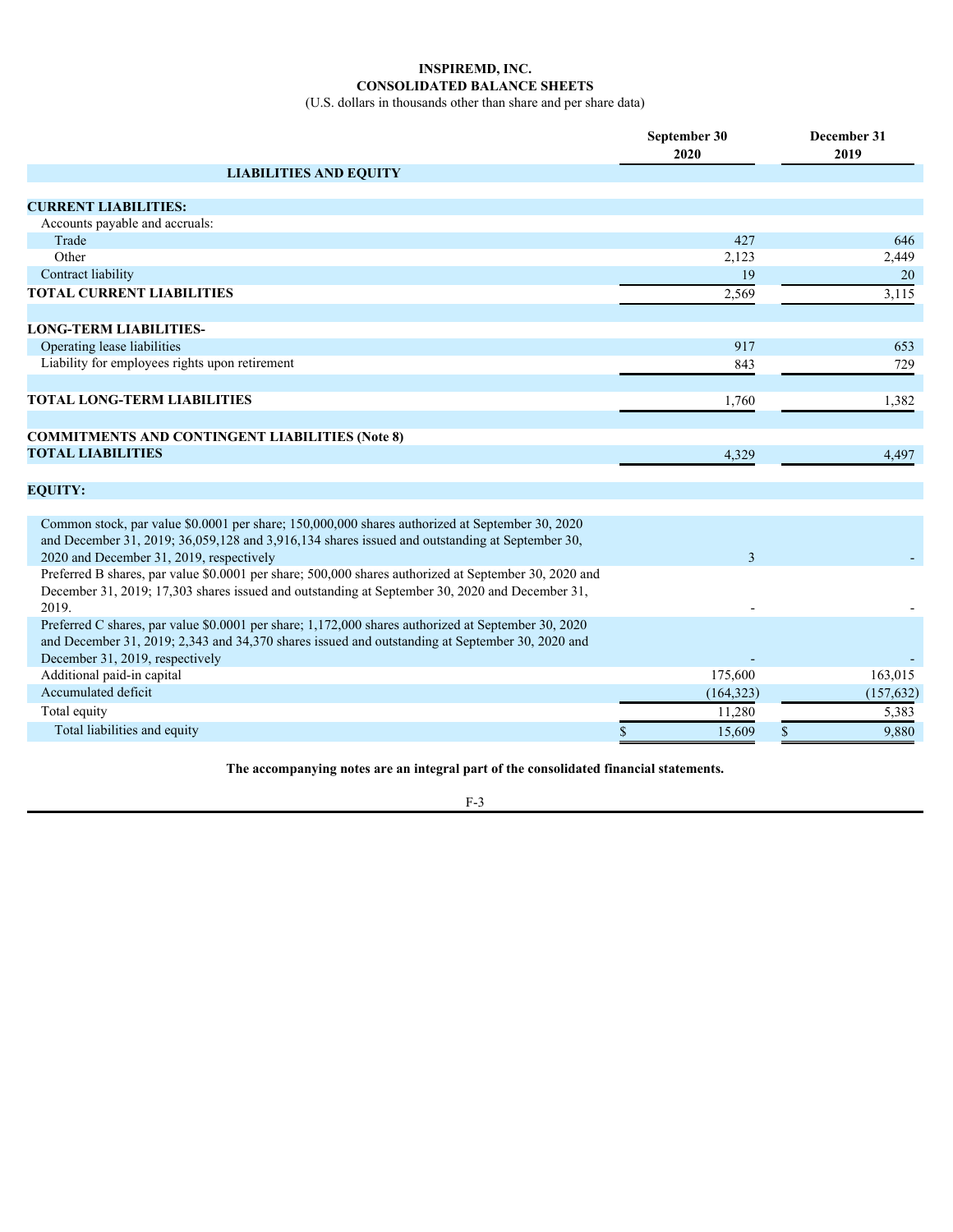# INSPIREMD, INC.

## CONSOLIDATED BALANCE SHEETS

(U.S. dollars in thousands other than share and per share data)

| | September 30 2020 | December 31 2019 |
|---|---|---|
| **LIABILITIES AND EQUITY** | | |
| **CURRENT LIABILITIES:** | | |
| Accounts payable and accruals: | | |
| Trade | 427 | 646 |
| Other | 2,123 | 2,449 |
| Contract liability | 19 | 20 |
| **TOTAL CURRENT LIABILITIES** | 2,569 | 3,115 |
| **LONG-TERM LIABILITIES-** | | |
| Operating lease liabilities | 917 | 653 |
| Liability for employees rights upon retirement | 843 | 729 |
| **TOTAL LONG-TERM LIABILITIES** | 1,760 | 1,382 |
| **COMMITMENTS AND CONTINGENT LIABILITIES (Note 8)** | | |
| **TOTAL LIABILITIES** | 4,329 | 4,497 |
| **EQUITY:** | | |
| Common stock, par value $0.0001 per share; 150,000,000 shares authorized at September 30, 2020 and December 31, 2019; 36,059,128 and 3,916,134 shares issued and outstanding at September 30, 2020 and December 31, 2019, respectively | 3 | - |
| Preferred B shares, par value $0.0001 per share; 500,000 shares authorized at September 30, 2020 and December 31, 2019; 17,303 shares issued and outstanding at September 30, 2020 and December 31, 2019. | - | - |
| Preferred C shares, par value $0.0001 per share; 1,172,000 shares authorized at September 30, 2020 and December 31, 2019; 2,343 and 34,370 shares issued and outstanding at September 30, 2020 and December 31, 2019, respectively | - | - |
| Additional paid-in capital | 175,600 | 163,015 |
| Accumulated deficit | (164,323) | (157,632) |
| Total equity | 11,280 | 5,383 |
| Total liabilities and equity | $ 15,609 | $ 9,880 |

**The accompanying notes are an integral part of the consolidated financial statements.**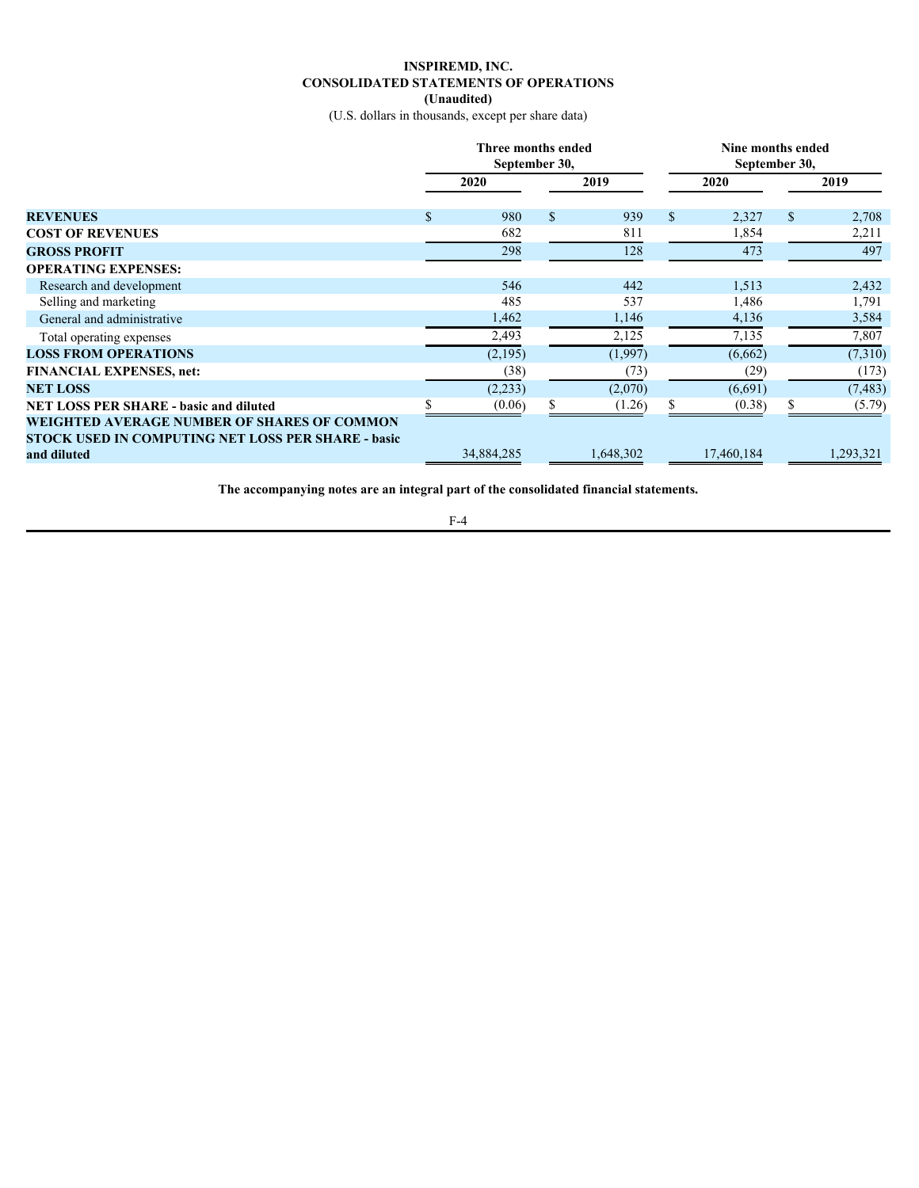# INSPIREMD, INC.
## CONSOLIDATED STATEMENTS OF OPERATIONS
### (Unaudited)

(U.S. dollars in thousands, except per share data)

| | Three months ended September 30, | | Nine months ended September 30, | |
|---|---|---|---|---|
| | 2020 | 2019 | 2020 | 2019 |
| **REVENUES** | $ 980 | $ 939 | $ 2,327 | $ 2,708 |
| **COST OF REVENUES** | 682 | 811 | 1,854 | 2,211 |
| **GROSS PROFIT** | 298 | 128 | 473 | 497 |
| **OPERATING EXPENSES:** | | | | |
| Research and development | 546 | 442 | 1,513 | 2,432 |
| Selling and marketing | 485 | 537 | 1,486 | 1,791 |
| General and administrative | 1,462 | 1,146 | 4,136 | 3,584 |
| Total operating expenses | 2,493 | 2,125 | 7,135 | 7,807 |
| **LOSS FROM OPERATIONS** | (2,195) | (1,997) | (6,662) | (7,310) |
| **FINANCIAL EXPENSES, net:** | (38) | (73) | (29) | (173) |
| **NET LOSS** | (2,233) | (2,070) | (6,691) | (7,483) |
| **NET LOSS PER SHARE - basic and diluted** | $ (0.06) | $ (1.26) | $ (0.38) | $ (5.79) |
| **WEIGHTED AVERAGE NUMBER OF SHARES OF COMMON STOCK USED IN COMPUTING NET LOSS PER SHARE - basic and diluted** | 34,884,285 | 1,648,302 | 17,460,184 | 1,293,321 |

**The accompanying notes are an integral part of the consolidated financial statements.**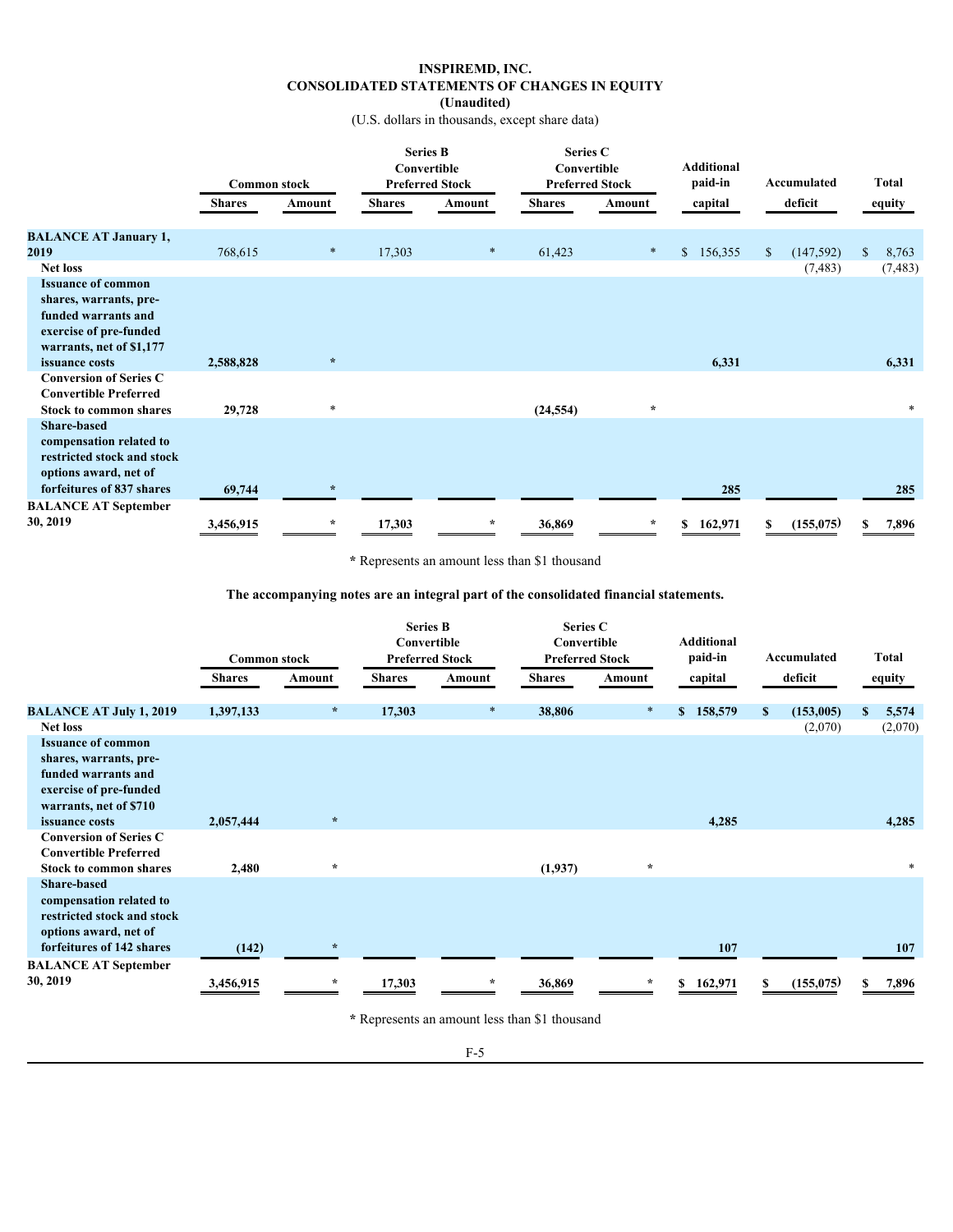# INSPIREMD, INC.
## CONSOLIDATED STATEMENTS OF CHANGES IN EQUITY
### (Unaudited)

(U.S. dollars in thousands, except share data)

| | Common stock | | Series B Convertible Preferred Stock | | Series C Convertible Preferred Stock | | Additional paid-in | Accumulated | Total |
|---|---|---|---|---|---|---|---|---|---|
| | Shares | Amount | Shares | Amount | Shares | Amount | capital | deficit | equity |
| **BALANCE AT January 1, 2019** | 768,615 | * | 17,303 | * | 61,423 | * | $ 156,355 | $ (147,592) | $ 8,763 |
| **Net loss** | | | | | | | | (7,483) | (7,483) |
| **Issuance of common shares, warrants, pre-funded warrants and exercise of pre-funded warrants, net of $1,177 issuance costs** | **2,588,828** | * | | | | | **6,331** | | **6,331** |
| **Conversion of Series C Convertible Preferred Stock to common shares** | **29,728** | * | | | **(24,554)** | * | | | * |
| **Share-based compensation related to restricted stock and stock options award, net of forfeitures of 837 shares** | **69,744** | * | | | | | **285** | | **285** |
| **BALANCE AT September 30, 2019** | **3,456,915** | * | **17,303** | * | **36,869** | * | **$ 162,971** | **$ (155,075)** | **$ 7,896** |

**\*** Represents an amount less than $1 thousand

**The accompanying notes are an integral part of the consolidated financial statements.**

| | Common stock | | Series B Convertible Preferred Stock | | Series C Convertible Preferred Stock | | Additional paid-in | Accumulated | Total |
|---|---|---|---|---|---|---|---|---|---|
| | Shares | Amount | Shares | Amount | Shares | Amount | capital | deficit | equity |
| **BALANCE AT July 1, 2019** | **1,397,133** | * | **17,303** | * | **38,806** | * | **$ 158,579** | **$ (153,005)** | **$ 5,574** |
| **Net loss** | | | | | | | | (2,070) | (2,070) |
| **Issuance of common shares, warrants, pre-funded warrants and exercise of pre-funded warrants, net of $710 issuance costs** | **2,057,444** | * | | | | | **4,285** | | **4,285** |
| **Conversion of Series C Convertible Preferred Stock to common shares** | **2,480** | * | | | **(1,937)** | * | | | * |
| **Share-based compensation related to restricted stock and stock options award, net of forfeitures of 142 shares** | **(142)** | * | | | | | **107** | | **107** |
| **BALANCE AT September 30, 2019** | **3,456,915** | * | **17,303** | * | **36,869** | * | **$ 162,971** | **$ (155,075)** | **$ 7,896** |

**\*** Represents an amount less than $1 thousand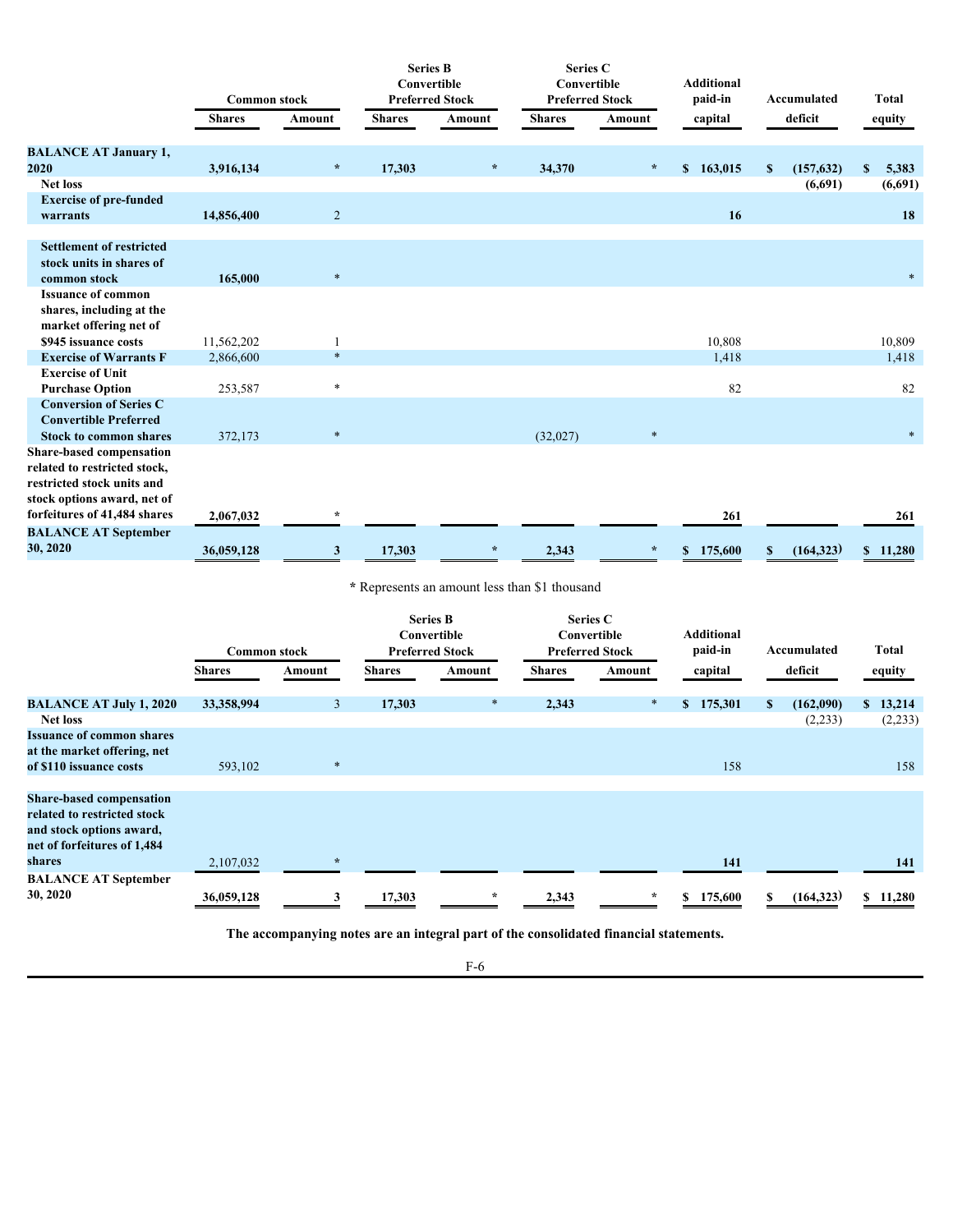| | Common stock | | Series B Convertible Preferred Stock | | Series C Convertible Preferred Stock | | Additional paid-in | Accumulated | Total |
|---|---|---|---|---|---|---|---|---|---|
| | Shares | Amount | Shares | Amount | Shares | Amount | capital | deficit | equity |
| **BALANCE AT January 1, 2020** | **3,916,134** | * | **17,303** | * | **34,370** | * | **$ 163,015** | **$ (157,632)** | **$ 5,383** |
| **Net loss** | | | | | | | | **(6,691)** | **(6,691)** |
| **Exercise of pre-funded warrants** | **14,856,400** | 2 | | | | | **16** | | **18** |
| **Settlement of restricted stock units in shares of common stock** | **165,000** | * | | | | | | | * |
| **Issuance of common shares, including at the market offering net of $945 issuance costs** | 11,562,202 | 1 | | | | | 10,808 | | 10,809 |
| **Exercise of Warrants F** | 2,866,600 | * | | | | | 1,418 | | 1,418 |
| **Exercise of Unit Purchase Option** | 253,587 | * | | | | | 82 | | 82 |
| **Conversion of Series C Convertible Preferred Stock to common shares** | 372,173 | * | | | (32,027) | * | | | * |
| **Share-based compensation related to restricted stock, restricted stock units and stock options award, net of forfeitures of 41,484 shares** | **2,067,032** | * | | | | | **261** | | **261** |
| **BALANCE AT September 30, 2020** | **36,059,128** | **3** | **17,303** | * | **2,343** | * | **$ 175,600** | **$ (164,323)** | **$ 11,280** |

**\*** Represents an amount less than $1 thousand

| | Common stock | | Series B Convertible Preferred Stock | | Series C Convertible Preferred Stock | | Additional paid-in | Accumulated | Total |
|---|---|---|---|---|---|---|---|---|---|
| | Shares | Amount | Shares | Amount | Shares | Amount | capital | deficit | equity |
| **BALANCE AT July 1, 2020** | **33,358,994** | 3 | **17,303** | * | **2,343** | * | **$ 175,301** | **$ (162,090)** | **$ 13,214** |
| **Net loss** | | | | | | | | (2,233) | (2,233) |
| **Issuance of common shares at the market offering, net of $110 issuance costs** | 593,102 | * | | | | | 158 | | 158 |
| **Share-based compensation related to restricted stock and stock options award, net of forfeitures of 1,484 shares** | 2,107,032 | * | | | | | **141** | | **141** |
| **BALANCE AT September 30, 2020** | **36,059,128** | **3** | **17,303** | * | **2,343** | * | **$ 175,600** | **$ (164,323)** | **$ 11,280** |

**The accompanying notes are an integral part of the consolidated financial statements.**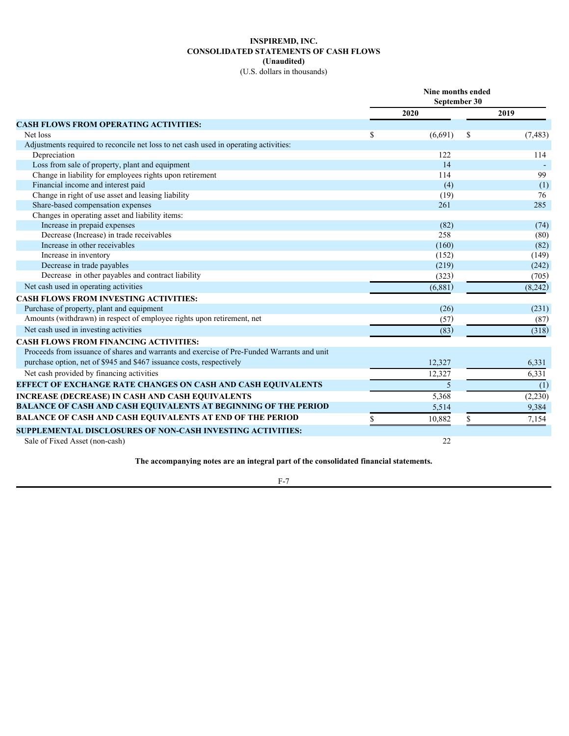# INSPIREMD, INC.

## CONSOLIDATED STATEMENTS OF CASH FLOWS

**(Unaudited)**

(U.S. dollars in thousands)

| | Nine months ended September 30 | |
|---|---|---|
| | 2020 | 2019 |
| **CASH FLOWS FROM OPERATING ACTIVITIES:** | | |
| Net loss | $ (6,691) | $ (7,483) |
| Adjustments required to reconcile net loss to net cash used in operating activities: | | |
| Depreciation | 122 | 114 |
| Loss from sale of property, plant and equipment | 14 | - |
| Change in liability for employees rights upon retirement | 114 | 99 |
| Financial income and interest paid | (4) | (1) |
| Change in right of use asset and leasing liability | (19) | 76 |
| Share-based compensation expenses | 261 | 285 |
| Changes in operating asset and liability items: | | |
| Increase in prepaid expenses | (82) | (74) |
| Decrease (Increase) in trade receivables | 258 | (80) |
| Increase in other receivables | (160) | (82) |
| Increase in inventory | (152) | (149) |
| Decrease in trade payables | (219) | (242) |
| Decrease in other payables and contract liability | (323) | (705) |
| Net cash used in operating activities | (6,881) | (8,242) |
| **CASH FLOWS FROM INVESTING ACTIVITIES:** | | |
| Purchase of property, plant and equipment | (26) | (231) |
| Amounts (withdrawn) in respect of employee rights upon retirement, net | (57) | (87) |
| Net cash used in investing activities | (83) | (318) |
| **CASH FLOWS FROM FINANCING ACTIVITIES:** | | |
| Proceeds from issuance of shares and warrants and exercise of Pre-Funded Warrants and unit purchase option, net of $945 and $467 issuance costs, respectively | 12,327 | 6,331 |
| Net cash provided by financing activities | 12,327 | 6,331 |
| **EFFECT OF EXCHANGE RATE CHANGES ON CASH AND CASH EQUIVALENTS** | 5 | (1) |
| **INCREASE (DECREASE) IN CASH AND CASH EQUIVALENTS** | 5,368 | (2,230) |
| **BALANCE OF CASH AND CASH EQUIVALENTS AT BEGINNING OF THE PERIOD** | 5,514 | 9,384 |
| **BALANCE OF CASH AND CASH EQUIVALENTS AT END OF THE PERIOD** | $ 10,882 | $ 7,154 |
| **SUPPLEMENTAL DISCLOSURES OF NON-CASH INVESTING ACTIVITIES:** | | |
| Sale of Fixed Asset (non-cash) | 22 | |

**The accompanying notes are an integral part of the consolidated financial statements.**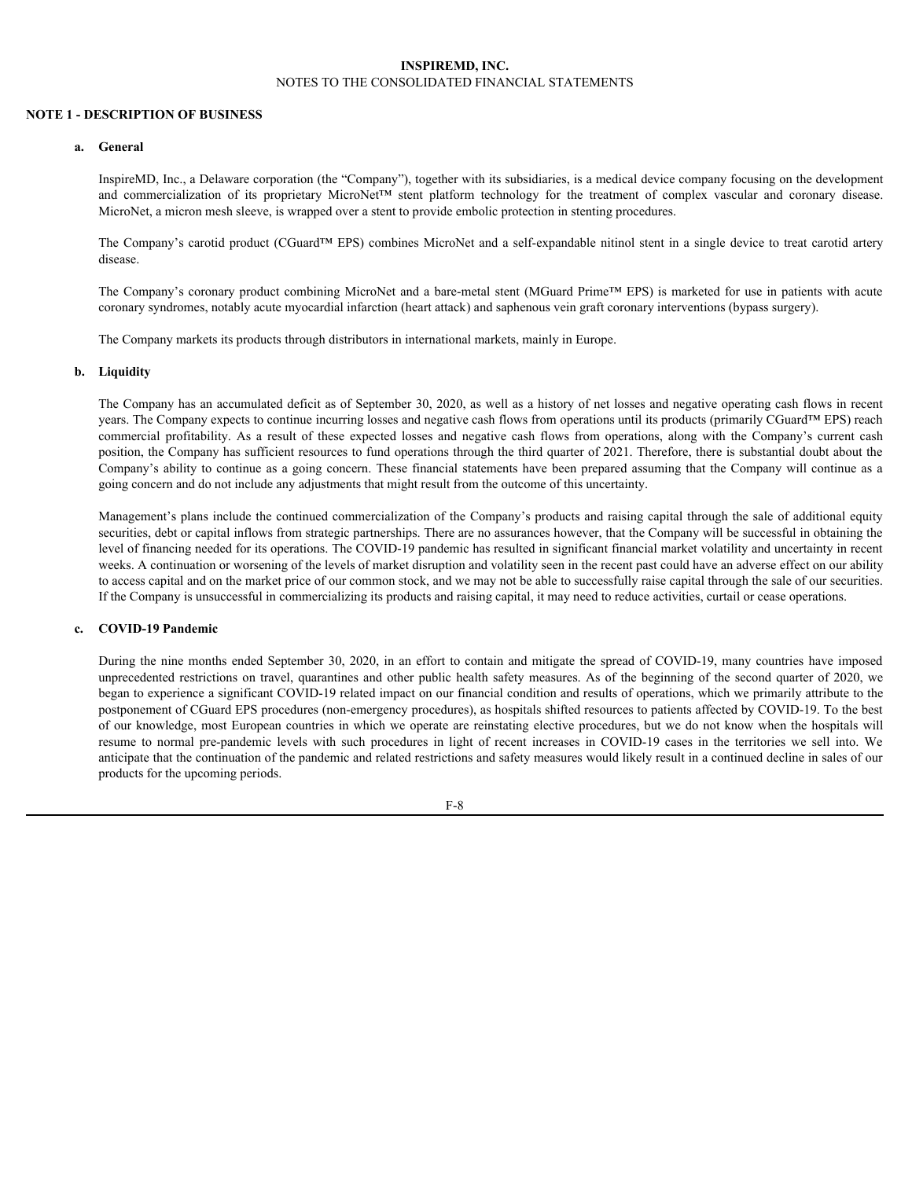# INSPIREMD, INC.
NOTES TO THE CONSOLIDATED FINANCIAL STATEMENTS

## NOTE 1 - DESCRIPTION OF BUSINESS

### a. General

InspireMD, Inc., a Delaware corporation (the "Company"), together with its subsidiaries, is a medical device company focusing on the development and commercialization of its proprietary MicroNet™ stent platform technology for the treatment of complex vascular and coronary disease. MicroNet, a micron mesh sleeve, is wrapped over a stent to provide embolic protection in stenting procedures.

The Company's carotid product (CGuard™ EPS) combines MicroNet and a self-expandable nitinol stent in a single device to treat carotid artery disease.

The Company's coronary product combining MicroNet and a bare-metal stent (MGuard Prime™ EPS) is marketed for use in patients with acute coronary syndromes, notably acute myocardial infarction (heart attack) and saphenous vein graft coronary interventions (bypass surgery).

The Company markets its products through distributors in international markets, mainly in Europe.

### b. Liquidity

The Company has an accumulated deficit as of September 30, 2020, as well as a history of net losses and negative operating cash flows in recent years. The Company expects to continue incurring losses and negative cash flows from operations until its products (primarily CGuard™ EPS) reach commercial profitability. As a result of these expected losses and negative cash flows from operations, along with the Company's current cash position, the Company has sufficient resources to fund operations through the third quarter of 2021. Therefore, there is substantial doubt about the Company's ability to continue as a going concern. These financial statements have been prepared assuming that the Company will continue as a going concern and do not include any adjustments that might result from the outcome of this uncertainty.

Management's plans include the continued commercialization of the Company's products and raising capital through the sale of additional equity securities, debt or capital inflows from strategic partnerships. There are no assurances however, that the Company will be successful in obtaining the level of financing needed for its operations. The COVID-19 pandemic has resulted in significant financial market volatility and uncertainty in recent weeks. A continuation or worsening of the levels of market disruption and volatility seen in the recent past could have an adverse effect on our ability to access capital and on the market price of our common stock, and we may not be able to successfully raise capital through the sale of our securities. If the Company is unsuccessful in commercializing its products and raising capital, it may need to reduce activities, curtail or cease operations.

### c. COVID-19 Pandemic

During the nine months ended September 30, 2020, in an effort to contain and mitigate the spread of COVID-19, many countries have imposed unprecedented restrictions on travel, quarantines and other public health safety measures. As of the beginning of the second quarter of 2020, we began to experience a significant COVID-19 related impact on our financial condition and results of operations, which we primarily attribute to the postponement of CGuard EPS procedures (non-emergency procedures), as hospitals shifted resources to patients affected by COVID-19. To the best of our knowledge, most European countries in which we operate are reinstating elective procedures, but we do not know when the hospitals will resume to normal pre-pandemic levels with such procedures in light of recent increases in COVID-19 cases in the territories we sell into. We anticipate that the continuation of the pandemic and related restrictions and safety measures would likely result in a continued decline in sales of our products for the upcoming periods.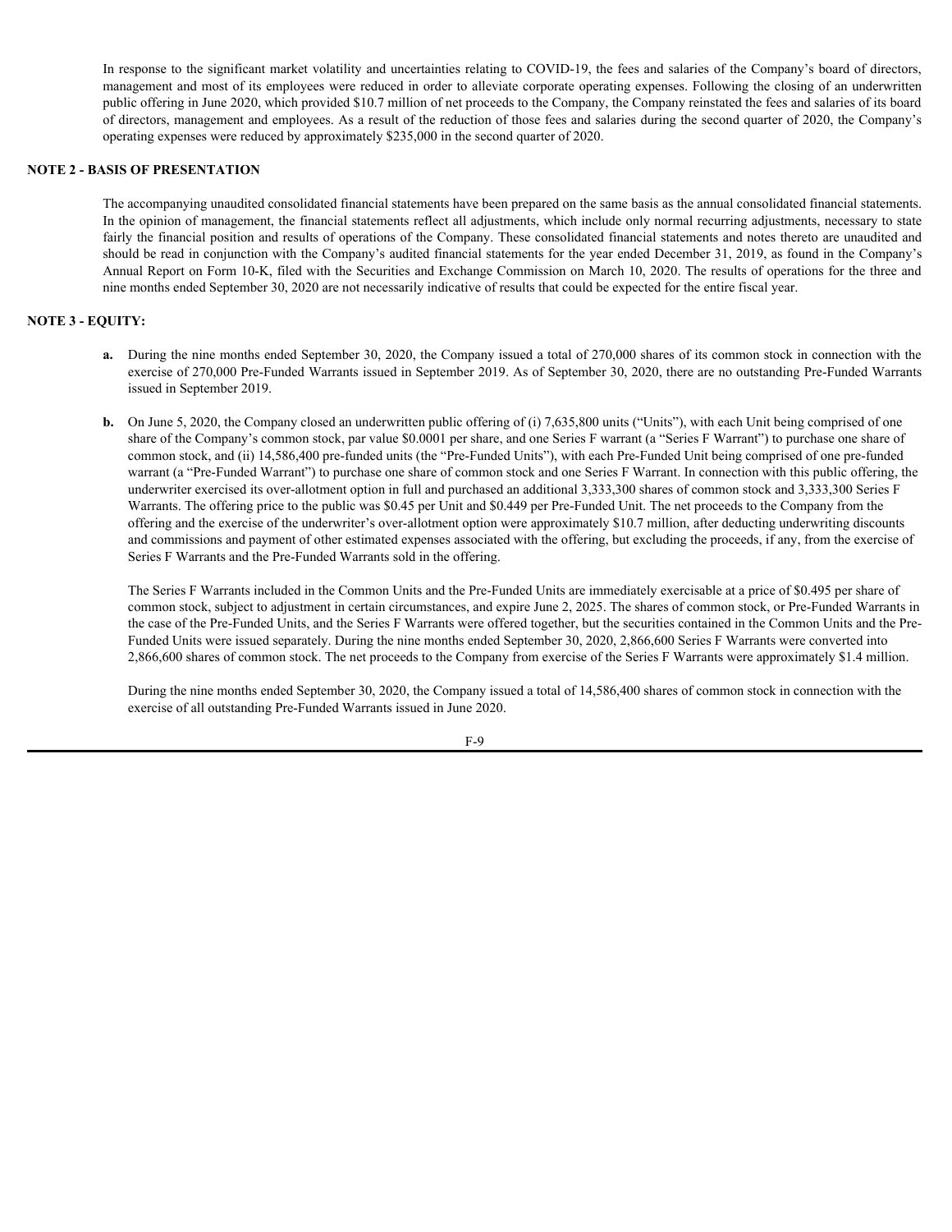In response to the significant market volatility and uncertainties relating to COVID-19, the fees and salaries of the Company's board of directors, management and most of its employees were reduced in order to alleviate corporate operating expenses. Following the closing of an underwritten public offering in June 2020, which provided $10.7 million of net proceeds to the Company, the Company reinstated the fees and salaries of its board of directors, management and employees. As a result of the reduction of those fees and salaries during the second quarter of 2020, the Company's operating expenses were reduced by approximately $235,000 in the second quarter of 2020.

## NOTE 2 - BASIS OF PRESENTATION

The accompanying unaudited consolidated financial statements have been prepared on the same basis as the annual consolidated financial statements. In the opinion of management, the financial statements reflect all adjustments, which include only normal recurring adjustments, necessary to state fairly the financial position and results of operations of the Company. These consolidated financial statements and notes thereto are unaudited and should be read in conjunction with the Company's audited financial statements for the year ended December 31, 2019, as found in the Company's Annual Report on Form 10-K, filed with the Securities and Exchange Commission on March 10, 2020. The results of operations for the three and nine months ended September 30, 2020 are not necessarily indicative of results that could be expected for the entire fiscal year.

## NOTE 3 - EQUITY:

**a.** During the nine months ended September 30, 2020, the Company issued a total of 270,000 shares of its common stock in connection with the exercise of 270,000 Pre-Funded Warrants issued in September 2019. As of September 30, 2020, there are no outstanding Pre-Funded Warrants issued in September 2019.

**b.** On June 5, 2020, the Company closed an underwritten public offering of (i) 7,635,800 units ("Units"), with each Unit being comprised of one share of the Company's common stock, par value $0.0001 per share, and one Series F warrant (a "Series F Warrant") to purchase one share of common stock, and (ii) 14,586,400 pre-funded units (the "Pre-Funded Units"), with each Pre-Funded Unit being comprised of one pre-funded warrant (a "Pre-Funded Warrant") to purchase one share of common stock and one Series F Warrant. In connection with this public offering, the underwriter exercised its over-allotment option in full and purchased an additional 3,333,300 shares of common stock and 3,333,300 Series F Warrants. The offering price to the public was $0.45 per Unit and $0.449 per Pre-Funded Unit. The net proceeds to the Company from the offering and the exercise of the underwriter's over-allotment option were approximately $10.7 million, after deducting underwriting discounts and commissions and payment of other estimated expenses associated with the offering, but excluding the proceeds, if any, from the exercise of Series F Warrants and the Pre-Funded Warrants sold in the offering.

The Series F Warrants included in the Common Units and the Pre-Funded Units are immediately exercisable at a price of $0.495 per share of common stock, subject to adjustment in certain circumstances, and expire June 2, 2025. The shares of common stock, or Pre-Funded Warrants in the case of the Pre-Funded Units, and the Series F Warrants were offered together, but the securities contained in the Common Units and the Pre-Funded Units were issued separately. During the nine months ended September 30, 2020, 2,866,600 Series F Warrants were converted into 2,866,600 shares of common stock. The net proceeds to the Company from exercise of the Series F Warrants were approximately $1.4 million.

During the nine months ended September 30, 2020, the Company issued a total of 14,586,400 shares of common stock in connection with the exercise of all outstanding Pre-Funded Warrants issued in June 2020.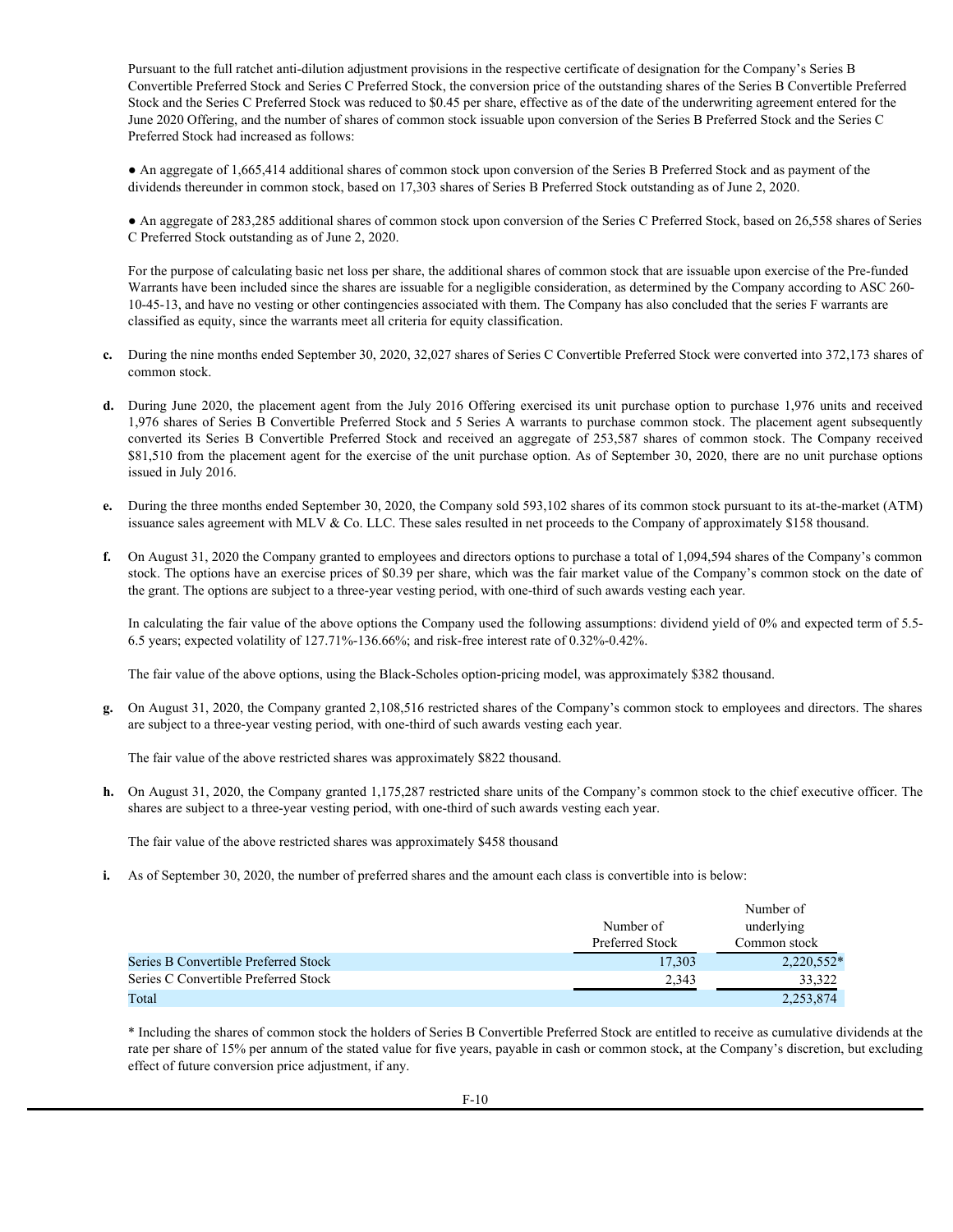Pursuant to the full ratchet anti-dilution adjustment provisions in the respective certificate of designation for the Company's Series B Convertible Preferred Stock and Series C Preferred Stock, the conversion price of the outstanding shares of the Series B Convertible Preferred Stock and the Series C Preferred Stock was reduced to $0.45 per share, effective as of the date of the underwriting agreement entered for the June 2020 Offering, and the number of shares of common stock issuable upon conversion of the Series B Preferred Stock and the Series C Preferred Stock had increased as follows:

- An aggregate of 1,665,414 additional shares of common stock upon conversion of the Series B Preferred Stock and as payment of the dividends thereunder in common stock, based on 17,303 shares of Series B Preferred Stock outstanding as of June 2, 2020.

- An aggregate of 283,285 additional shares of common stock upon conversion of the Series C Preferred Stock, based on 26,558 shares of Series C Preferred Stock outstanding as of June 2, 2020.

For the purpose of calculating basic net loss per share, the additional shares of common stock that are issuable upon exercise of the Pre-funded Warrants have been included since the shares are issuable for a negligible consideration, as determined by the Company according to ASC 260-10-45-13, and have no vesting or other contingencies associated with them. The Company has also concluded that the series F warrants are classified as equity, since the warrants meet all criteria for equity classification.

**c.** During the nine months ended September 30, 2020, 32,027 shares of Series C Convertible Preferred Stock were converted into 372,173 shares of common stock.

**d.** During June 2020, the placement agent from the July 2016 Offering exercised its unit purchase option to purchase 1,976 units and received 1,976 shares of Series B Convertible Preferred Stock and 5 Series A warrants to purchase common stock. The placement agent subsequently converted its Series B Convertible Preferred Stock and received an aggregate of 253,587 shares of common stock. The Company received $81,510 from the placement agent for the exercise of the unit purchase option. As of September 30, 2020, there are no unit purchase options issued in July 2016.

**e.** During the three months ended September 30, 2020, the Company sold 593,102 shares of its common stock pursuant to its at-the-market (ATM) issuance sales agreement with MLV & Co. LLC. These sales resulted in net proceeds to the Company of approximately $158 thousand.

**f.** On August 31, 2020 the Company granted to employees and directors options to purchase a total of 1,094,594 shares of the Company's common stock. The options have an exercise prices of $0.39 per share, which was the fair market value of the Company's common stock on the date of the grant. The options are subject to a three-year vesting period, with one-third of such awards vesting each year.

In calculating the fair value of the above options the Company used the following assumptions: dividend yield of 0% and expected term of 5.5-6.5 years; expected volatility of 127.71%-136.66%; and risk-free interest rate of 0.32%-0.42%.

The fair value of the above options, using the Black-Scholes option-pricing model, was approximately $382 thousand.

**g.** On August 31, 2020, the Company granted 2,108,516 restricted shares of the Company's common stock to employees and directors. The shares are subject to a three-year vesting period, with one-third of such awards vesting each year.

The fair value of the above restricted shares was approximately $822 thousand.

**h.** On August 31, 2020, the Company granted 1,175,287 restricted share units of the Company's common stock to the chief executive officer. The shares are subject to a three-year vesting period, with one-third of such awards vesting each year.

The fair value of the above restricted shares was approximately $458 thousand

**i.** As of September 30, 2020, the number of preferred shares and the amount each class is convertible into is below:

| | Number of Preferred Stock | Number of underlying Common stock |
|---|---|---|
| Series B Convertible Preferred Stock | 17,303 | 2,220,552* |
| Series C Convertible Preferred Stock | 2,343 | 33,322 |
| Total | | 2,253,874 |

\* Including the shares of common stock the holders of Series B Convertible Preferred Stock are entitled to receive as cumulative dividends at the rate per share of 15% per annum of the stated value for five years, payable in cash or common stock, at the Company's discretion, but excluding effect of future conversion price adjustment, if any.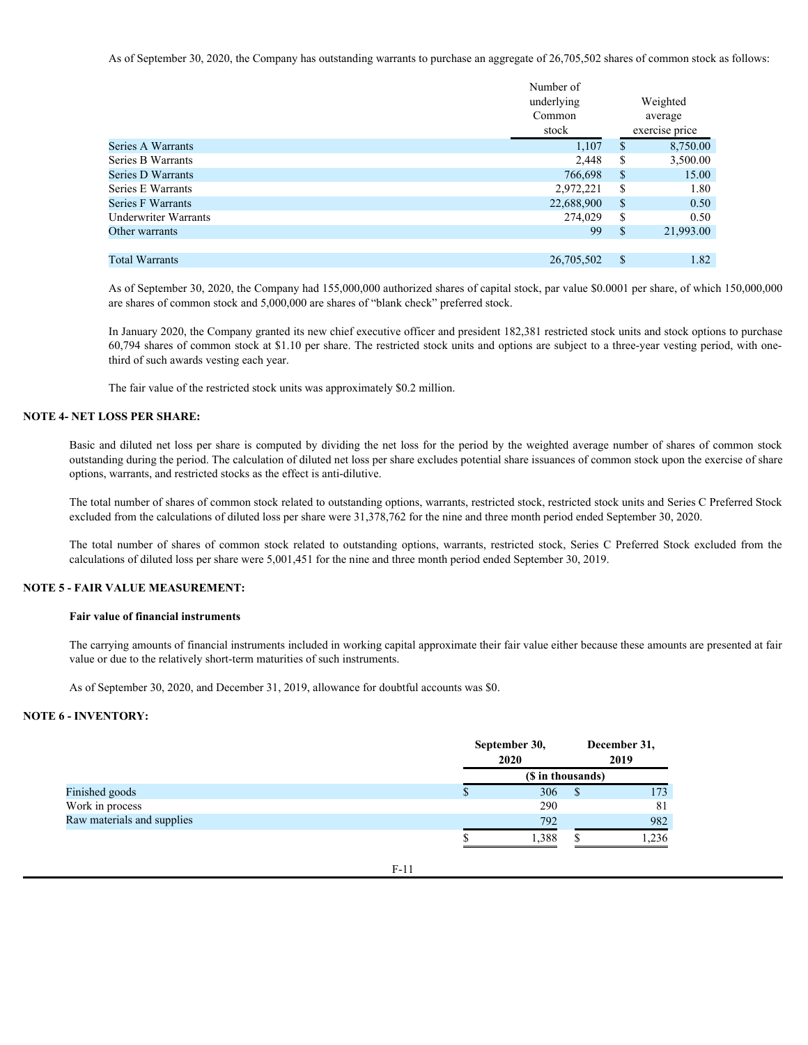As of September 30, 2020, the Company has outstanding warrants to purchase an aggregate of 26,705,502 shares of common stock as follows:

| | Number of underlying Common stock | Weighted average exercise price |
|---|---|---|
| Series A Warrants | 1,107 | $ 8,750.00 |
| Series B Warrants | 2,448 | $ 3,500.00 |
| Series D Warrants | 766,698 | $ 15.00 |
| Series E Warrants | 2,972,221 | $ 1.80 |
| Series F Warrants | 22,688,900 | $ 0.50 |
| Underwriter Warrants | 274,029 | $ 0.50 |
| Other warrants | 99 | $ 21,993.00 |
| | | |
| Total Warrants | 26,705,502 | $ 1.82 |

As of September 30, 2020, the Company had 155,000,000 authorized shares of capital stock, par value $0.0001 per share, of which 150,000,000 are shares of common stock and 5,000,000 are shares of "blank check" preferred stock.

In January 2020, the Company granted its new chief executive officer and president 182,381 restricted stock units and stock options to purchase 60,794 shares of common stock at $1.10 per share. The restricted stock units and options are subject to a three-year vesting period, with one-third of such awards vesting each year.

The fair value of the restricted stock units was approximately $0.2 million.

## NOTE 4- NET LOSS PER SHARE:

Basic and diluted net loss per share is computed by dividing the net loss for the period by the weighted average number of shares of common stock outstanding during the period. The calculation of diluted net loss per share excludes potential share issuances of common stock upon the exercise of share options, warrants, and restricted stocks as the effect is anti-dilutive.

The total number of shares of common stock related to outstanding options, warrants, restricted stock, restricted stock units and Series C Preferred Stock excluded from the calculations of diluted loss per share were 31,378,762 for the nine and three month period ended September 30, 2020.

The total number of shares of common stock related to outstanding options, warrants, restricted stock, Series C Preferred Stock excluded from the calculations of diluted loss per share were 5,001,451 for the nine and three month period ended September 30, 2019.

## NOTE 5 - FAIR VALUE MEASUREMENT:

**Fair value of financial instruments**

The carrying amounts of financial instruments included in working capital approximate their fair value either because these amounts are presented at fair value or due to the relatively short-term maturities of such instruments.

As of September 30, 2020, and December 31, 2019, allowance for doubtful accounts was $0.

## NOTE 6 - INVENTORY:

| | September 30, 2020 | December 31, 2019 |
|---|---|---|
| | ($ in thousands) | |
| Finished goods | $ 306 | $ 173 |
| Work in process | 290 | 81 |
| Raw materials and supplies | 792 | 982 |
| | $ 1,388 | $ 1,236 |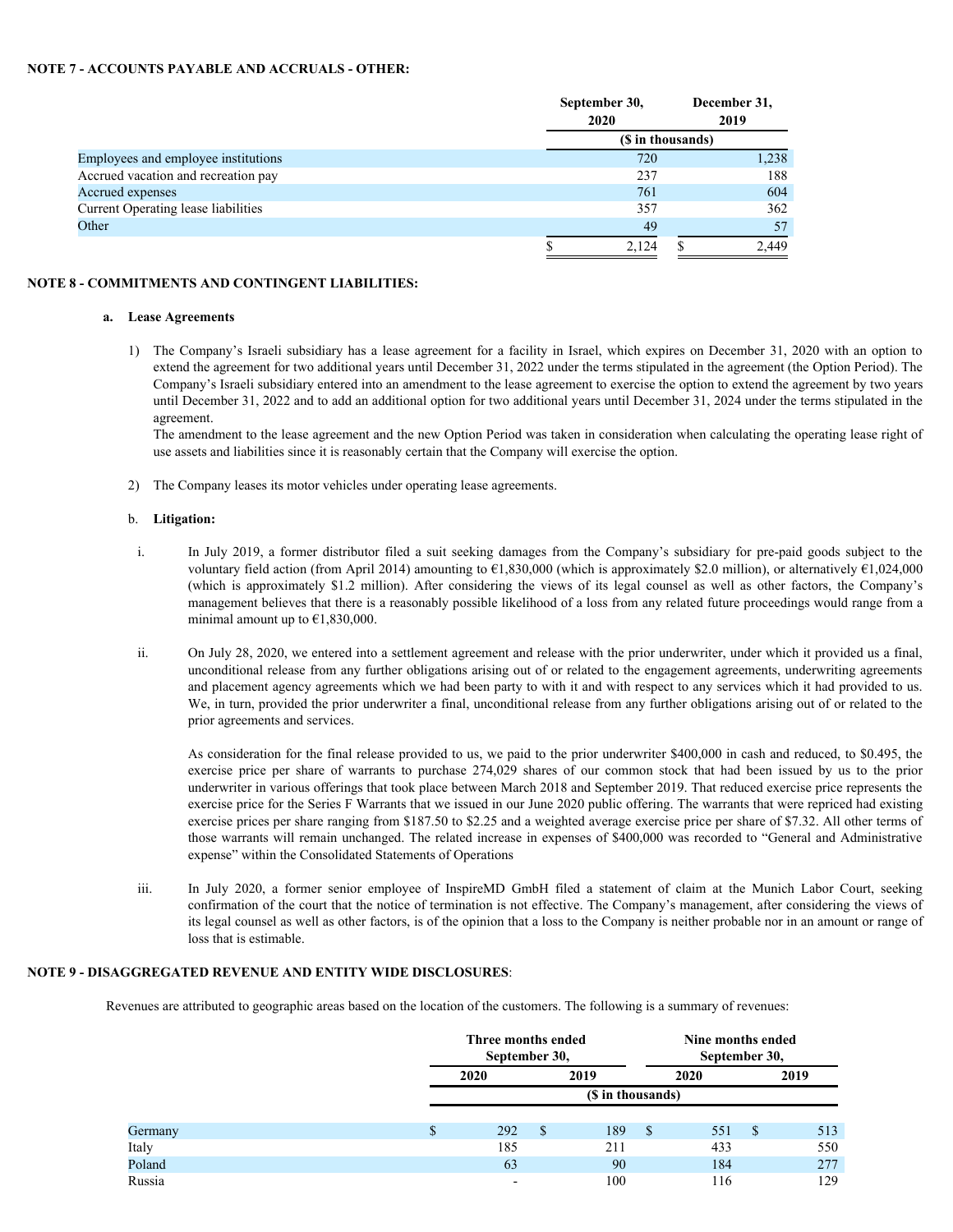**NOTE 7 - ACCOUNTS PAYABLE AND ACCRUALS - OTHER:**

| | September 30, 2020 | December 31, 2019 |
|---|---|---|
| | ($ in thousands) | |
| Employees and employee institutions | 720 | 1,238 |
| Accrued vacation and recreation pay | 237 | 188 |
| Accrued expenses | 761 | 604 |
| Current Operating lease liabilities | 357 | 362 |
| Other | 49 | 57 |
| | $ 2,124 | $ 2,449 |

**NOTE 8 - COMMITMENTS AND CONTINGENT LIABILITIES:**

**a. Lease Agreements**

1) The Company's Israeli subsidiary has a lease agreement for a facility in Israel, which expires on December 31, 2020 with an option to extend the agreement for two additional years until December 31, 2022 under the terms stipulated in the agreement (the Option Period). The Company's Israeli subsidiary entered into an amendment to the lease agreement to exercise the option to extend the agreement by two years until December 31, 2022 and to add an additional option for two additional years until December 31, 2024 under the terms stipulated in the agreement.
The amendment to the lease agreement and the new Option Period was taken in consideration when calculating the operating lease right of use assets and liabilities since it is reasonably certain that the Company will exercise the option.

2) The Company leases its motor vehicles under operating lease agreements.

b. **Litigation:**

i. In July 2019, a former distributor filed a suit seeking damages from the Company's subsidiary for pre-paid goods subject to the voluntary field action (from April 2014) amounting to €1,830,000 (which is approximately $2.0 million), or alternatively €1,024,000 (which is approximately $1.2 million). After considering the views of its legal counsel as well as other factors, the Company's management believes that there is a reasonably possible likelihood of a loss from any related future proceedings would range from a minimal amount up to €1,830,000.

ii. On July 28, 2020, we entered into a settlement agreement and release with the prior underwriter, under which it provided us a final, unconditional release from any further obligations arising out of or related to the engagement agreements, underwriting agreements and placement agency agreements which we had been party to with it and with respect to any services which it had provided to us. We, in turn, provided the prior underwriter a final, unconditional release from any further obligations arising out of or related to the prior agreements and services.

As consideration for the final release provided to us, we paid to the prior underwriter $400,000 in cash and reduced, to $0.495, the exercise price per share of warrants to purchase 274,029 shares of our common stock that had been issued by us to the prior underwriter in various offerings that took place between March 2018 and September 2019. That reduced exercise price represents the exercise price for the Series F Warrants that we issued in our June 2020 public offering. The warrants that were repriced had existing exercise prices per share ranging from $187.50 to $2.25 and a weighted average exercise price per share of $7.32. All other terms of those warrants will remain unchanged. The related increase in expenses of $400,000 was recorded to "General and Administrative expense" within the Consolidated Statements of Operations

iii. In July 2020, a former senior employee of InspireMD GmbH filed a statement of claim at the Munich Labor Court, seeking confirmation of the court that the notice of termination is not effective. The Company's management, after considering the views of its legal counsel as well as other factors, is of the opinion that a loss to the Company is neither probable nor in an amount or range of loss that is estimable.

**NOTE 9 - DISAGGREGATED REVENUE AND ENTITY WIDE DISCLOSURES**:

Revenues are attributed to geographic areas based on the location of the customers. The following is a summary of revenues:

| | Three months ended September 30, | | Nine months ended September 30, | |
|---|---|---|---|---|
| | 2020 | 2019 | 2020 | 2019 |
| | ($ in thousands) | | | |
| Germany | $ 292 | $ 189 | $ 551 | $ 513 |
| Italy | 185 | 211 | 433 | 550 |
| Poland | 63 | 90 | 184 | 277 |
| Russia | - | 100 | 116 | 129 |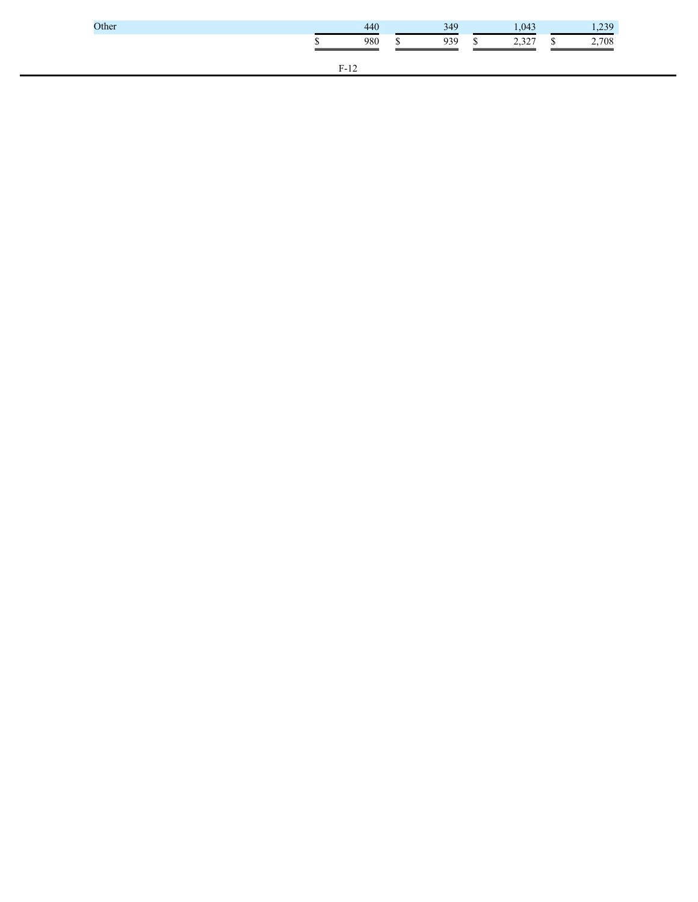| | | | | |
|---|---|---|---|---|
| Other | 440 | 349 | 1,043 | 1,239 |
| | $ 980 | $ 939 | $ 2,327 | $ 2,708 |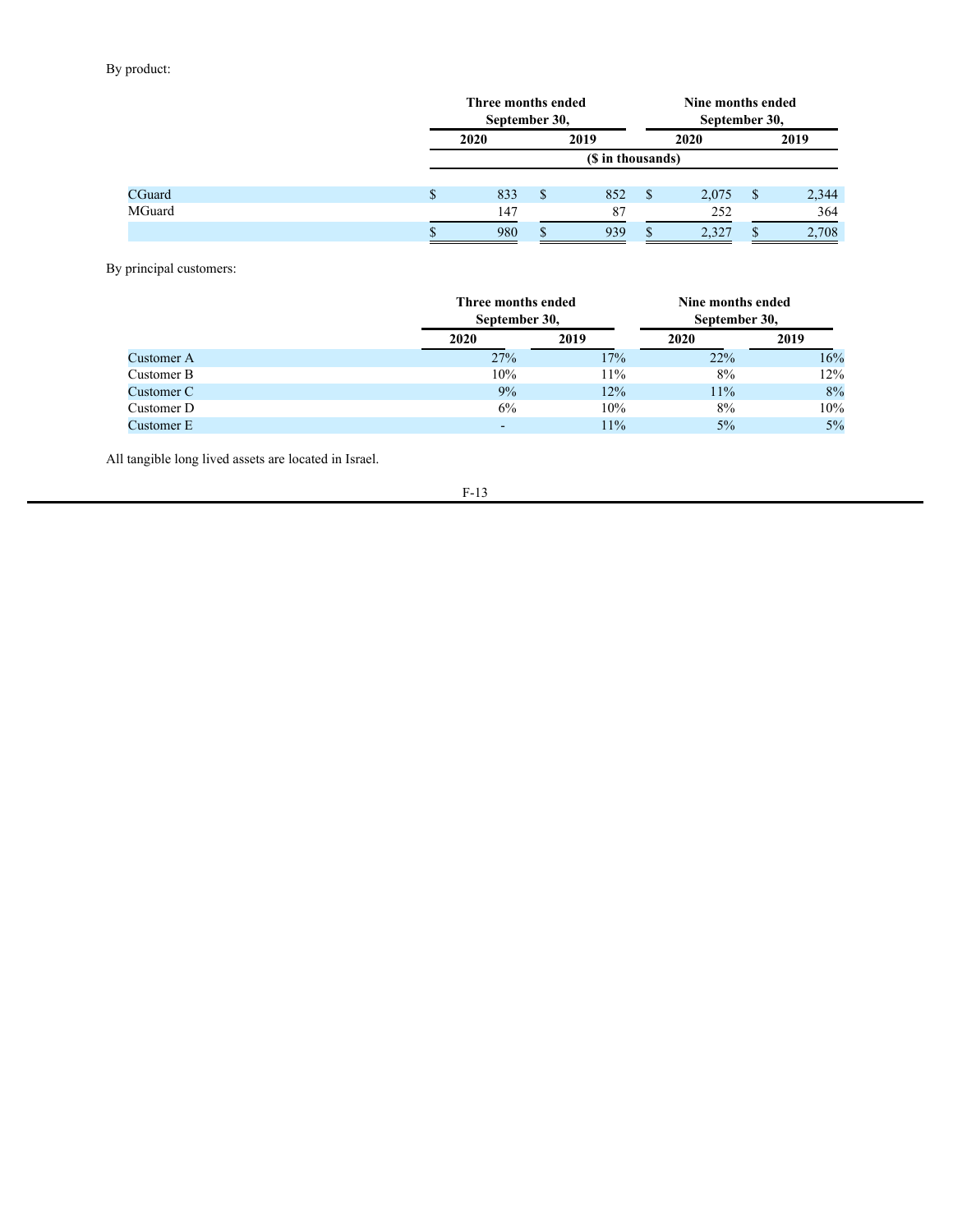By product:

| | Three months ended September 30, | | Nine months ended September 30, | |
|---|---|---|---|---|
| | 2020 | 2019 | 2020 | 2019 |
| | ($ in thousands) | | | |
| CGuard | $ 833 | $ 852 | $ 2,075 | $ 2,344 |
| MGuard | 147 | 87 | 252 | 364 |
| | $ 980 | $ 939 | $ 2,327 | $ 2,708 |

By principal customers:

| | Three months ended September 30, | | Nine months ended September 30, | |
|---|---|---|---|---|
| | 2020 | 2019 | 2020 | 2019 |
| Customer A | 27% | 17% | 22% | 16% |
| Customer B | 10% | 11% | 8% | 12% |
| Customer C | 9% | 12% | 11% | 8% |
| Customer D | 6% | 10% | 8% | 10% |
| Customer E | - | 11% | 5% | 5% |

All tangible long lived assets are located in Israel.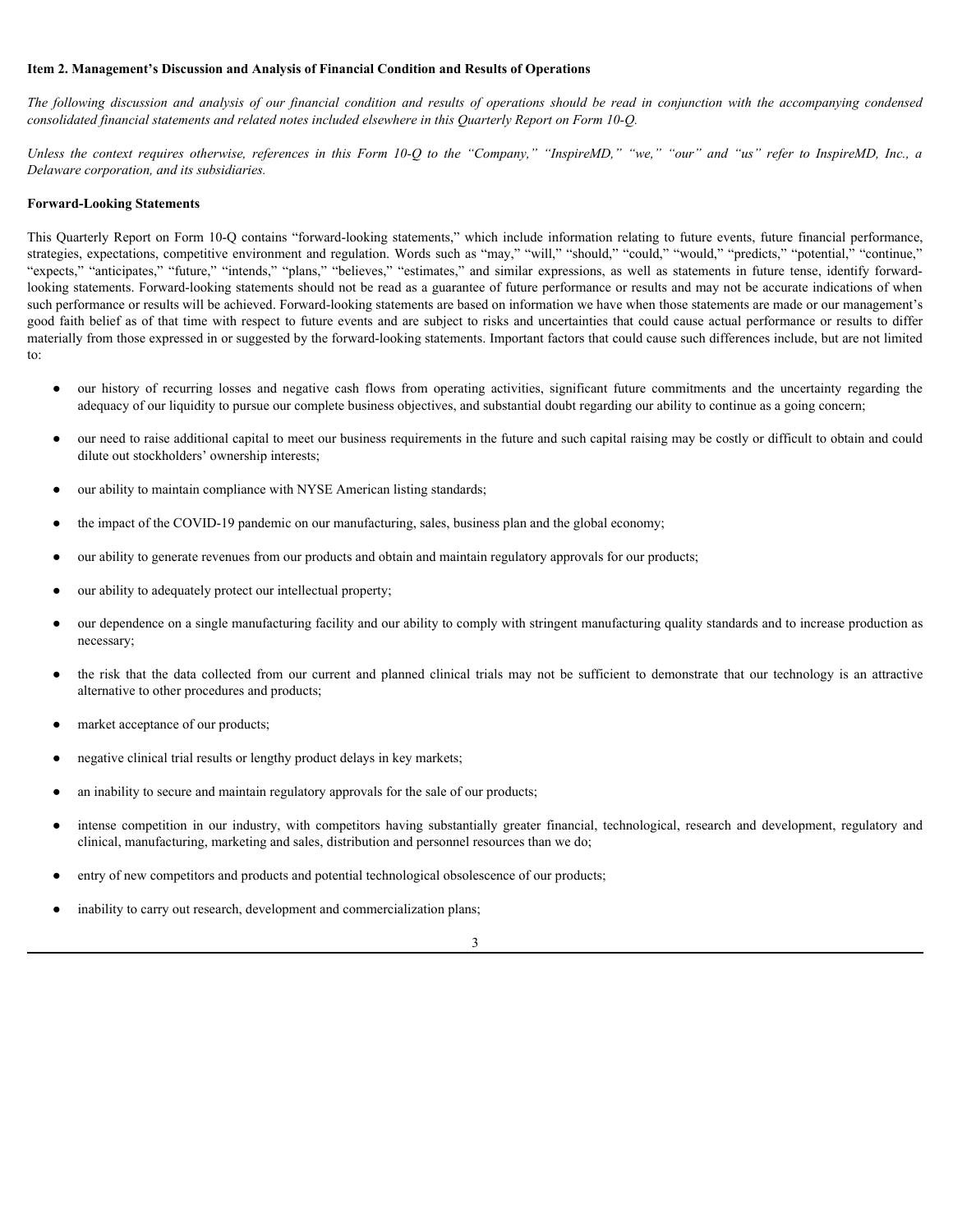**Item 2. Management's Discussion and Analysis of Financial Condition and Results of Operations**

*The following discussion and analysis of our financial condition and results of operations should be read in conjunction with the accompanying condensed consolidated financial statements and related notes included elsewhere in this Quarterly Report on Form 10-Q.*

*Unless the context requires otherwise, references in this Form 10-Q to the "Company," "InspireMD," "we," "our" and "us" refer to InspireMD, Inc., a Delaware corporation, and its subsidiaries.*

**Forward-Looking Statements**

This Quarterly Report on Form 10-Q contains "forward-looking statements," which include information relating to future events, future financial performance, strategies, expectations, competitive environment and regulation. Words such as "may," "will," "should," "could," "would," "predicts," "potential," "continue," "expects," "anticipates," "future," "intends," "plans," "believes," "estimates," and similar expressions, as well as statements in future tense, identify forward-looking statements. Forward-looking statements should not be read as a guarantee of future performance or results and may not be accurate indications of when such performance or results will be achieved. Forward-looking statements are based on information we have when those statements are made or our management's good faith belief as of that time with respect to future events and are subject to risks and uncertainties that could cause actual performance or results to differ materially from those expressed in or suggested by the forward-looking statements. Important factors that could cause such differences include, but are not limited to:

- our history of recurring losses and negative cash flows from operating activities, significant future commitments and the uncertainty regarding the adequacy of our liquidity to pursue our complete business objectives, and substantial doubt regarding our ability to continue as a going concern;
- our need to raise additional capital to meet our business requirements in the future and such capital raising may be costly or difficult to obtain and could dilute out stockholders' ownership interests;
- our ability to maintain compliance with NYSE American listing standards;
- the impact of the COVID-19 pandemic on our manufacturing, sales, business plan and the global economy;
- our ability to generate revenues from our products and obtain and maintain regulatory approvals for our products;
- our ability to adequately protect our intellectual property;
- our dependence on a single manufacturing facility and our ability to comply with stringent manufacturing quality standards and to increase production as necessary;
- the risk that the data collected from our current and planned clinical trials may not be sufficient to demonstrate that our technology is an attractive alternative to other procedures and products;
- market acceptance of our products;
- negative clinical trial results or lengthy product delays in key markets;
- an inability to secure and maintain regulatory approvals for the sale of our products;
- intense competition in our industry, with competitors having substantially greater financial, technological, research and development, regulatory and clinical, manufacturing, marketing and sales, distribution and personnel resources than we do;
- entry of new competitors and products and potential technological obsolescence of our products;
- inability to carry out research, development and commercialization plans;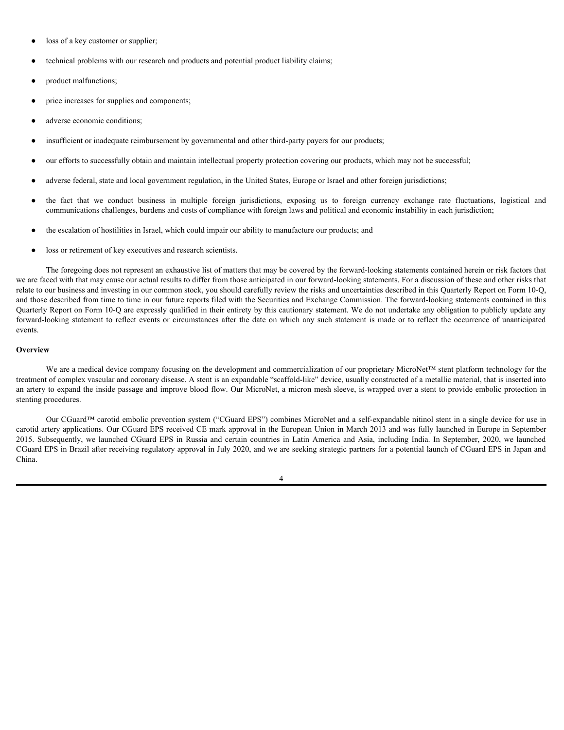- loss of a key customer or supplier;
- technical problems with our research and products and potential product liability claims;
- product malfunctions;
- price increases for supplies and components;
- adverse economic conditions;
- insufficient or inadequate reimbursement by governmental and other third-party payers for our products;
- our efforts to successfully obtain and maintain intellectual property protection covering our products, which may not be successful;
- adverse federal, state and local government regulation, in the United States, Europe or Israel and other foreign jurisdictions;
- the fact that we conduct business in multiple foreign jurisdictions, exposing us to foreign currency exchange rate fluctuations, logistical and communications challenges, burdens and costs of compliance with foreign laws and political and economic instability in each jurisdiction;
- the escalation of hostilities in Israel, which could impair our ability to manufacture our products; and
- loss or retirement of key executives and research scientists.

The foregoing does not represent an exhaustive list of matters that may be covered by the forward-looking statements contained herein or risk factors that we are faced with that may cause our actual results to differ from those anticipated in our forward-looking statements. For a discussion of these and other risks that relate to our business and investing in our common stock, you should carefully review the risks and uncertainties described in this Quarterly Report on Form 10-Q, and those described from time to time in our future reports filed with the Securities and Exchange Commission. The forward-looking statements contained in this Quarterly Report on Form 10-Q are expressly qualified in their entirety by this cautionary statement. We do not undertake any obligation to publicly update any forward-looking statement to reflect events or circumstances after the date on which any such statement is made or to reflect the occurrence of unanticipated events.

**Overview**

We are a medical device company focusing on the development and commercialization of our proprietary MicroNet™ stent platform technology for the treatment of complex vascular and coronary disease. A stent is an expandable "scaffold-like" device, usually constructed of a metallic material, that is inserted into an artery to expand the inside passage and improve blood flow. Our MicroNet, a micron mesh sleeve, is wrapped over a stent to provide embolic protection in stenting procedures.

Our CGuard™ carotid embolic prevention system ("CGuard EPS") combines MicroNet and a self-expandable nitinol stent in a single device for use in carotid artery applications. Our CGuard EPS received CE mark approval in the European Union in March 2013 and was fully launched in Europe in September 2015. Subsequently, we launched CGuard EPS in Russia and certain countries in Latin America and Asia, including India. In September, 2020, we launched CGuard EPS in Brazil after receiving regulatory approval in July 2020, and we are seeking strategic partners for a potential launch of CGuard EPS in Japan and China.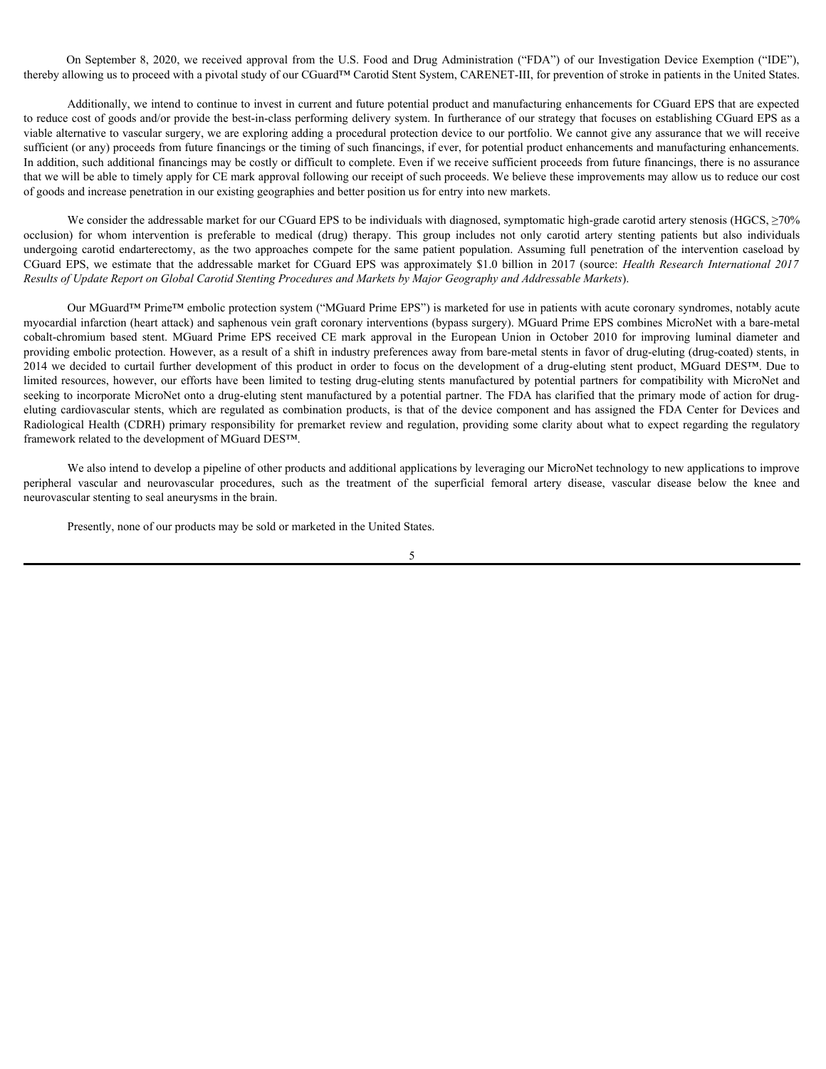On September 8, 2020, we received approval from the U.S. Food and Drug Administration ("FDA") of our Investigation Device Exemption ("IDE"), thereby allowing us to proceed with a pivotal study of our CGuard™ Carotid Stent System, CARENET-III, for prevention of stroke in patients in the United States.

Additionally, we intend to continue to invest in current and future potential product and manufacturing enhancements for CGuard EPS that are expected to reduce cost of goods and/or provide the best-in-class performing delivery system. In furtherance of our strategy that focuses on establishing CGuard EPS as a viable alternative to vascular surgery, we are exploring adding a procedural protection device to our portfolio. We cannot give any assurance that we will receive sufficient (or any) proceeds from future financings or the timing of such financings, if ever, for potential product enhancements and manufacturing enhancements. In addition, such additional financings may be costly or difficult to complete. Even if we receive sufficient proceeds from future financings, there is no assurance that we will be able to timely apply for CE mark approval following our receipt of such proceeds. We believe these improvements may allow us to reduce our cost of goods and increase penetration in our existing geographies and better position us for entry into new markets.

We consider the addressable market for our CGuard EPS to be individuals with diagnosed, symptomatic high-grade carotid artery stenosis (HGCS, ≥70% occlusion) for whom intervention is preferable to medical (drug) therapy. This group includes not only carotid artery stenting patients but also individuals undergoing carotid endarterectomy, as the two approaches compete for the same patient population. Assuming full penetration of the intervention caseload by CGuard EPS, we estimate that the addressable market for CGuard EPS was approximately $1.0 billion in 2017 (source: *Health Research International 2017 Results of Update Report on Global Carotid Stenting Procedures and Markets by Major Geography and Addressable Markets*).

Our MGuard™ Prime™ embolic protection system ("MGuard Prime EPS") is marketed for use in patients with acute coronary syndromes, notably acute myocardial infarction (heart attack) and saphenous vein graft coronary interventions (bypass surgery). MGuard Prime EPS combines MicroNet with a bare-metal cobalt-chromium based stent. MGuard Prime EPS received CE mark approval in the European Union in October 2010 for improving luminal diameter and providing embolic protection. However, as a result of a shift in industry preferences away from bare-metal stents in favor of drug-eluting (drug-coated) stents, in 2014 we decided to curtail further development of this product in order to focus on the development of a drug-eluting stent product, MGuard DES™. Due to limited resources, however, our efforts have been limited to testing drug-eluting stents manufactured by potential partners for compatibility with MicroNet and seeking to incorporate MicroNet onto a drug-eluting stent manufactured by a potential partner. The FDA has clarified that the primary mode of action for drug-eluting cardiovascular stents, which are regulated as combination products, is that of the device component and has assigned the FDA Center for Devices and Radiological Health (CDRH) primary responsibility for premarket review and regulation, providing some clarity about what to expect regarding the regulatory framework related to the development of MGuard DES™.

We also intend to develop a pipeline of other products and additional applications by leveraging our MicroNet technology to new applications to improve peripheral vascular and neurovascular procedures, such as the treatment of the superficial femoral artery disease, vascular disease below the knee and neurovascular stenting to seal aneurysms in the brain.

Presently, none of our products may be sold or marketed in the United States.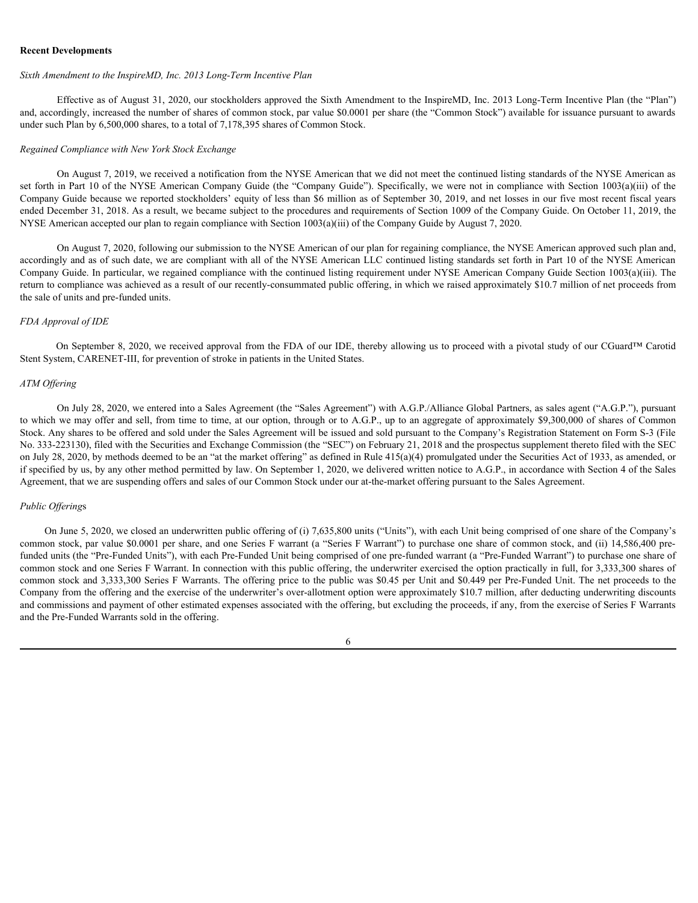**Recent Developments**

*Sixth Amendment to the InspireMD, Inc. 2013 Long-Term Incentive Plan*

Effective as of August 31, 2020, our stockholders approved the Sixth Amendment to the InspireMD, Inc. 2013 Long-Term Incentive Plan (the "Plan") and, accordingly, increased the number of shares of common stock, par value $0.0001 per share (the "Common Stock") available for issuance pursuant to awards under such Plan by 6,500,000 shares, to a total of 7,178,395 shares of Common Stock.

*Regained Compliance with New York Stock Exchange*

On August 7, 2019, we received a notification from the NYSE American that we did not meet the continued listing standards of the NYSE American as set forth in Part 10 of the NYSE American Company Guide (the "Company Guide"). Specifically, we were not in compliance with Section 1003(a)(iii) of the Company Guide because we reported stockholders' equity of less than $6 million as of September 30, 2019, and net losses in our five most recent fiscal years ended December 31, 2018. As a result, we became subject to the procedures and requirements of Section 1009 of the Company Guide. On October 11, 2019, the NYSE American accepted our plan to regain compliance with Section 1003(a)(iii) of the Company Guide by August 7, 2020.

On August 7, 2020, following our submission to the NYSE American of our plan for regaining compliance, the NYSE American approved such plan and, accordingly and as of such date, we are compliant with all of the NYSE American LLC continued listing standards set forth in Part 10 of the NYSE American Company Guide. In particular, we regained compliance with the continued listing requirement under NYSE American Company Guide Section 1003(a)(iii). The return to compliance was achieved as a result of our recently-consummated public offering, in which we raised approximately $10.7 million of net proceeds from the sale of units and pre-funded units.

*FDA Approval of IDE*

On September 8, 2020, we received approval from the FDA of our IDE, thereby allowing us to proceed with a pivotal study of our CGuard™ Carotid Stent System, CARENET-III, for prevention of stroke in patients in the United States.

*ATM Offering*

On July 28, 2020, we entered into a Sales Agreement (the "Sales Agreement") with A.G.P./Alliance Global Partners, as sales agent ("A.G.P."), pursuant to which we may offer and sell, from time to time, at our option, through or to A.G.P., up to an aggregate of approximately $9,300,000 of shares of Common Stock. Any shares to be offered and sold under the Sales Agreement will be issued and sold pursuant to the Company's Registration Statement on Form S-3 (File No. 333-223130), filed with the Securities and Exchange Commission (the "SEC") on February 21, 2018 and the prospectus supplement thereto filed with the SEC on July 28, 2020, by methods deemed to be an "at the market offering" as defined in Rule 415(a)(4) promulgated under the Securities Act of 1933, as amended, or if specified by us, by any other method permitted by law. On September 1, 2020, we delivered written notice to A.G.P., in accordance with Section 4 of the Sales Agreement, that we are suspending offers and sales of our Common Stock under our at-the-market offering pursuant to the Sales Agreement.

*Public Offerings*

On June 5, 2020, we closed an underwritten public offering of (i) 7,635,800 units ("Units"), with each Unit being comprised of one share of the Company's common stock, par value $0.0001 per share, and one Series F warrant (a "Series F Warrant") to purchase one share of common stock, and (ii) 14,586,400 pre-funded units (the "Pre-Funded Units"), with each Pre-Funded Unit being comprised of one pre-funded warrant (a "Pre-Funded Warrant") to purchase one share of common stock and one Series F Warrant. In connection with this public offering, the underwriter exercised the option practically in full, for 3,333,300 shares of common stock and 3,333,300 Series F Warrants. The offering price to the public was $0.45 per Unit and $0.449 per Pre-Funded Unit. The net proceeds to the Company from the offering and the exercise of the underwriter's over-allotment option were approximately $10.7 million, after deducting underwriting discounts and commissions and payment of other estimated expenses associated with the offering, but excluding the proceeds, if any, from the exercise of Series F Warrants and the Pre-Funded Warrants sold in the offering.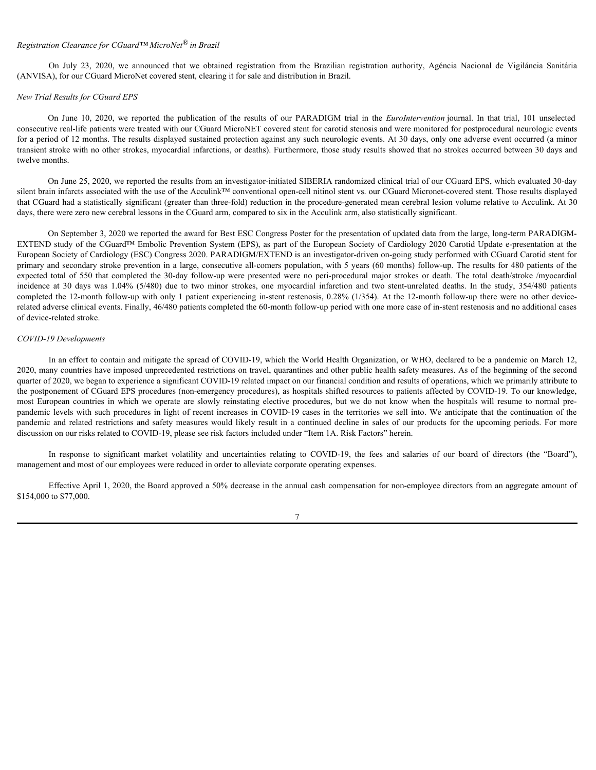*Registration Clearance for CGuard™ MicroNet® in Brazil*

On July 23, 2020, we announced that we obtained registration from the Brazilian registration authority, Agéncia Nacional de Vigiláncia Sanitária (ANVISA), for our CGuard MicroNet covered stent, clearing it for sale and distribution in Brazil.

*New Trial Results for CGuard EPS*

On June 10, 2020, we reported the publication of the results of our PARADIGM trial in the *EuroIntervention* journal. In that trial, 101 unselected consecutive real-life patients were treated with our CGuard MicroNET covered stent for carotid stenosis and were monitored for postprocedural neurologic events for a period of 12 months. The results displayed sustained protection against any such neurologic events. At 30 days, only one adverse event occurred (a minor transient stroke with no other strokes, myocardial infarctions, or deaths). Furthermore, those study results showed that no strokes occurred between 30 days and twelve months.

On June 25, 2020, we reported the results from an investigator-initiated SIBERIA randomized clinical trial of our CGuard EPS, which evaluated 30-day silent brain infarcts associated with the use of the Acculink™ conventional open-cell nitinol stent vs. our CGuard Micronet-covered stent. Those results displayed that CGuard had a statistically significant (greater than three-fold) reduction in the procedure-generated mean cerebral lesion volume relative to Acculink. At 30 days, there were zero new cerebral lessons in the CGuard arm, compared to six in the Acculink arm, also statistically significant.

On September 3, 2020 we reported the award for Best ESC Congress Poster for the presentation of updated data from the large, long-term PARADIGM-EXTEND study of the CGuard™ Embolic Prevention System (EPS), as part of the European Society of Cardiology 2020 Carotid Update e-presentation at the European Society of Cardiology (ESC) Congress 2020. PARADIGM/EXTEND is an investigator-driven on-going study performed with CGuard Carotid stent for primary and secondary stroke prevention in a large, consecutive all-comers population, with 5 years (60 months) follow-up. The results for 480 patients of the expected total of 550 that completed the 30-day follow-up were presented were no peri-procedural major strokes or death. The total death/stroke /myocardial incidence at 30 days was 1.04% (5/480) due to two minor strokes, one myocardial infarction and two stent-unrelated deaths. In the study, 354/480 patients completed the 12-month follow-up with only 1 patient experiencing in-stent restenosis, 0.28% (1/354). At the 12-month follow-up there were no other device-related adverse clinical events. Finally, 46/480 patients completed the 60-month follow-up period with one more case of in-stent restenosis and no additional cases of device-related stroke.

*COVID-19 Developments*

In an effort to contain and mitigate the spread of COVID-19, which the World Health Organization, or WHO, declared to be a pandemic on March 12, 2020, many countries have imposed unprecedented restrictions on travel, quarantines and other public health safety measures. As of the beginning of the second quarter of 2020, we began to experience a significant COVID-19 related impact on our financial condition and results of operations, which we primarily attribute to the postponement of CGuard EPS procedures (non-emergency procedures), as hospitals shifted resources to patients affected by COVID-19. To our knowledge, most European countries in which we operate are slowly reinstating elective procedures, but we do not know when the hospitals will resume to normal pre-pandemic levels with such procedures in light of recent increases in COVID-19 cases in the territories we sell into. We anticipate that the continuation of the pandemic and related restrictions and safety measures would likely result in a continued decline in sales of our products for the upcoming periods. For more discussion on our risks related to COVID-19, please see risk factors included under "Item 1A. Risk Factors" herein.

In response to significant market volatility and uncertainties relating to COVID-19, the fees and salaries of our board of directors (the "Board"), management and most of our employees were reduced in order to alleviate corporate operating expenses.

Effective April 1, 2020, the Board approved a 50% decrease in the annual cash compensation for non-employee directors from an aggregate amount of $154,000 to $77,000.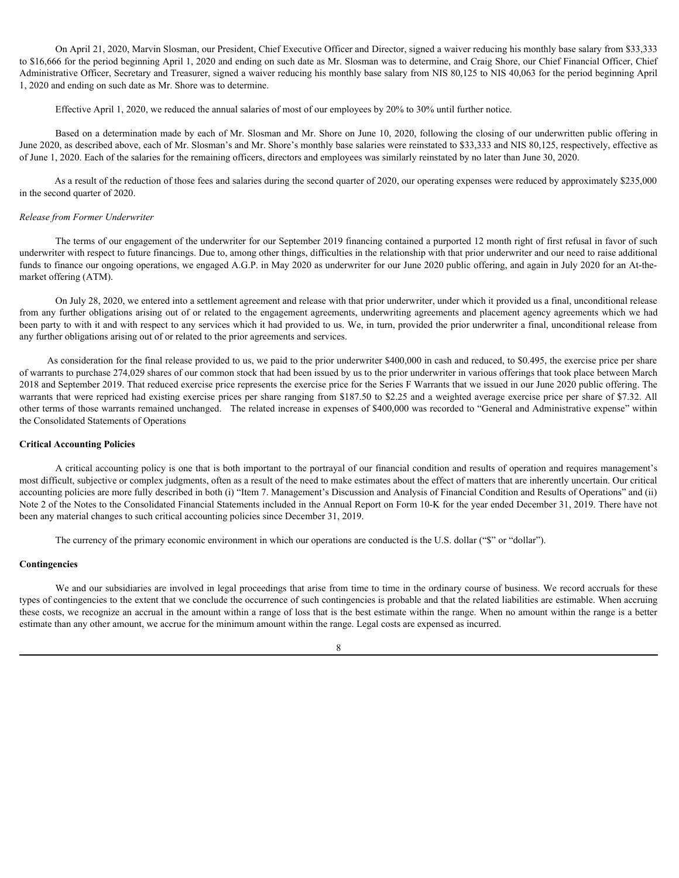On April 21, 2020, Marvin Slosman, our President, Chief Executive Officer and Director, signed a waiver reducing his monthly base salary from $33,333 to $16,666 for the period beginning April 1, 2020 and ending on such date as Mr. Slosman was to determine, and Craig Shore, our Chief Financial Officer, Chief Administrative Officer, Secretary and Treasurer, signed a waiver reducing his monthly base salary from NIS 80,125 to NIS 40,063 for the period beginning April 1, 2020 and ending on such date as Mr. Shore was to determine.

Effective April 1, 2020, we reduced the annual salaries of most of our employees by 20% to 30% until further notice.

Based on a determination made by each of Mr. Slosman and Mr. Shore on June 10, 2020, following the closing of our underwritten public offering in June 2020, as described above, each of Mr. Slosman's and Mr. Shore's monthly base salaries were reinstated to $33,333 and NIS 80,125, respectively, effective as of June 1, 2020. Each of the salaries for the remaining officers, directors and employees was similarly reinstated by no later than June 30, 2020.

As a result of the reduction of those fees and salaries during the second quarter of 2020, our operating expenses were reduced by approximately $235,000 in the second quarter of 2020.

*Release from Former Underwriter*

The terms of our engagement of the underwriter for our September 2019 financing contained a purported 12 month right of first refusal in favor of such underwriter with respect to future financings. Due to, among other things, difficulties in the relationship with that prior underwriter and our need to raise additional funds to finance our ongoing operations, we engaged A.G.P. in May 2020 as underwriter for our June 2020 public offering, and again in July 2020 for an At-the-market offering (ATM).

On July 28, 2020, we entered into a settlement agreement and release with that prior underwriter, under which it provided us a final, unconditional release from any further obligations arising out of or related to the engagement agreements, underwriting agreements and placement agency agreements which we had been party to with it and with respect to any services which it had provided to us. We, in turn, provided the prior underwriter a final, unconditional release from any further obligations arising out of or related to the prior agreements and services.

As consideration for the final release provided to us, we paid to the prior underwriter $400,000 in cash and reduced, to $0.495, the exercise price per share of warrants to purchase 274,029 shares of our common stock that had been issued by us to the prior underwriter in various offerings that took place between March 2018 and September 2019. That reduced exercise price represents the exercise price for the Series F Warrants that we issued in our June 2020 public offering. The warrants that were repriced had existing exercise prices per share ranging from $187.50 to $2.25 and a weighted average exercise price per share of $7.32. All other terms of those warrants remained unchanged. The related increase in expenses of $400,000 was recorded to "General and Administrative expense" within the Consolidated Statements of Operations

**Critical Accounting Policies**

A critical accounting policy is one that is both important to the portrayal of our financial condition and results of operation and requires management's most difficult, subjective or complex judgments, often as a result of the need to make estimates about the effect of matters that are inherently uncertain. Our critical accounting policies are more fully described in both (i) "Item 7. Management's Discussion and Analysis of Financial Condition and Results of Operations" and (ii) Note 2 of the Notes to the Consolidated Financial Statements included in the Annual Report on Form 10-K for the year ended December 31, 2019. There have not been any material changes to such critical accounting policies since December 31, 2019.

The currency of the primary economic environment in which our operations are conducted is the U.S. dollar ("$" or "dollar").

**Contingencies**

We and our subsidiaries are involved in legal proceedings that arise from time to time in the ordinary course of business. We record accruals for these types of contingencies to the extent that we conclude the occurrence of such contingencies is probable and that the related liabilities are estimable. When accruing these costs, we recognize an accrual in the amount within a range of loss that is the best estimate within the range. When no amount within the range is a better estimate than any other amount, we accrue for the minimum amount within the range. Legal costs are expensed as incurred.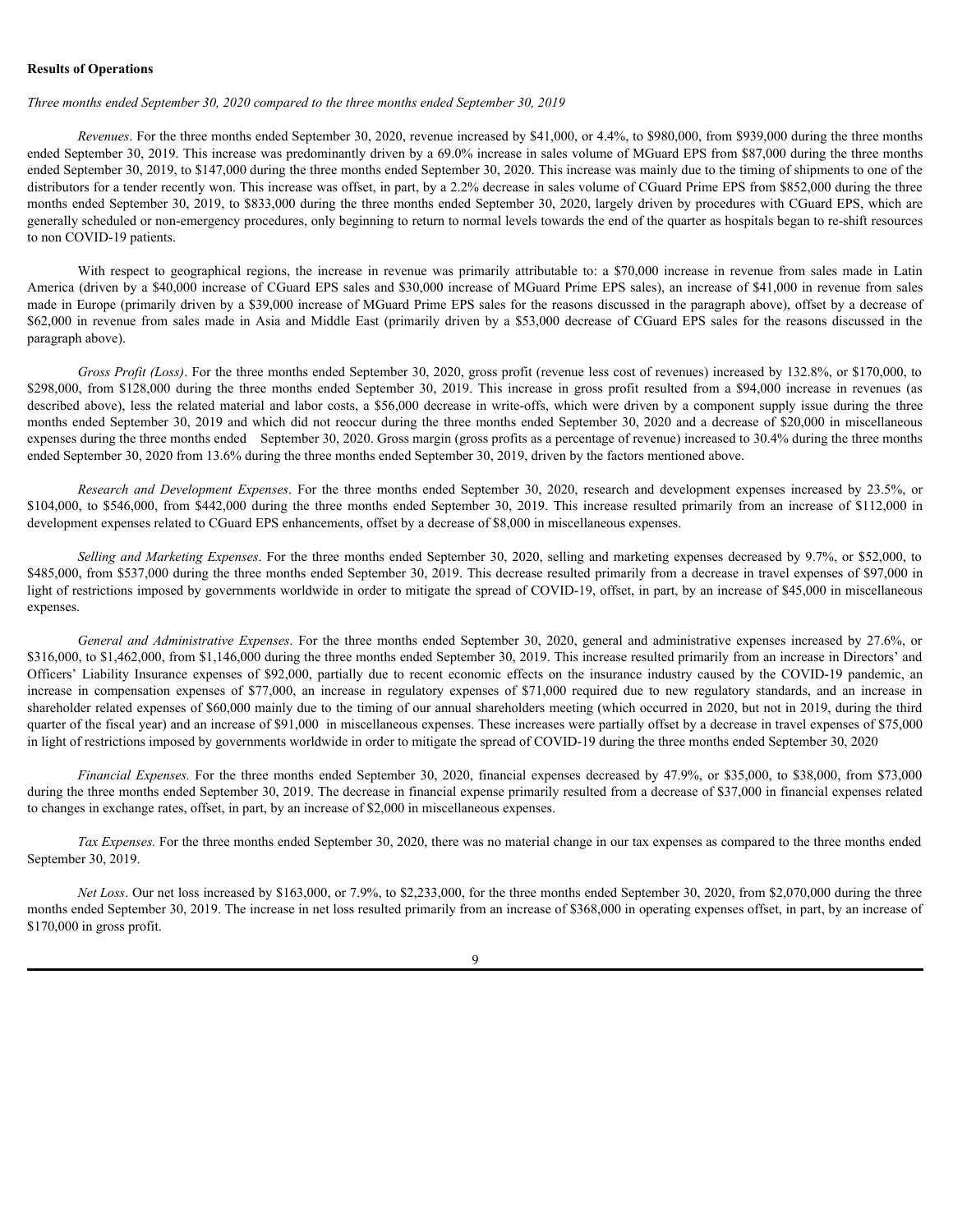**Results of Operations**

*Three months ended September 30, 2020 compared to the three months ended September 30, 2019*

*Revenues*. For the three months ended September 30, 2020, revenue increased by $41,000, or 4.4%, to $980,000, from $939,000 during the three months ended September 30, 2019. This increase was predominantly driven by a 69.0% increase in sales volume of MGuard EPS from $87,000 during the three months ended September 30, 2019, to $147,000 during the three months ended September 30, 2020. This increase was mainly due to the timing of shipments to one of the distributors for a tender recently won. This increase was offset, in part, by a 2.2% decrease in sales volume of CGuard Prime EPS from $852,000 during the three months ended September 30, 2019, to $833,000 during the three months ended September 30, 2020, largely driven by procedures with CGuard EPS, which are generally scheduled or non-emergency procedures, only beginning to return to normal levels towards the end of the quarter as hospitals began to re-shift resources to non COVID-19 patients.

With respect to geographical regions, the increase in revenue was primarily attributable to: a $70,000 increase in revenue from sales made in Latin America (driven by a $40,000 increase of CGuard EPS sales and $30,000 increase of MGuard Prime EPS sales), an increase of $41,000 in revenue from sales made in Europe (primarily driven by a $39,000 increase of MGuard Prime EPS sales for the reasons discussed in the paragraph above), offset by a decrease of $62,000 in revenue from sales made in Asia and Middle East (primarily driven by a $53,000 decrease of CGuard EPS sales for the reasons discussed in the paragraph above).

*Gross Profit (Loss)*. For the three months ended September 30, 2020, gross profit (revenue less cost of revenues) increased by 132.8%, or $170,000, to $298,000, from $128,000 during the three months ended September 30, 2019. This increase in gross profit resulted from a $94,000 increase in revenues (as described above), less the related material and labor costs, a $56,000 decrease in write-offs, which were driven by a component supply issue during the three months ended September 30, 2019 and which did not reoccur during the three months ended September 30, 2020 and a decrease of $20,000 in miscellaneous expenses during the three months ended September 30, 2020. Gross margin (gross profits as a percentage of revenue) increased to 30.4% during the three months ended September 30, 2020 from 13.6% during the three months ended September 30, 2019, driven by the factors mentioned above.

*Research and Development Expenses*. For the three months ended September 30, 2020, research and development expenses increased by 23.5%, or $104,000, to $546,000, from $442,000 during the three months ended September 30, 2019. This increase resulted primarily from an increase of $112,000 in development expenses related to CGuard EPS enhancements, offset by a decrease of $8,000 in miscellaneous expenses.

*Selling and Marketing Expenses*. For the three months ended September 30, 2020, selling and marketing expenses decreased by 9.7%, or $52,000, to $485,000, from $537,000 during the three months ended September 30, 2019. This decrease resulted primarily from a decrease in travel expenses of $97,000 in light of restrictions imposed by governments worldwide in order to mitigate the spread of COVID-19, offset, in part, by an increase of $45,000 in miscellaneous expenses.

*General and Administrative Expenses*. For the three months ended September 30, 2020, general and administrative expenses increased by 27.6%, or $316,000, to $1,462,000, from $1,146,000 during the three months ended September 30, 2019. This increase resulted primarily from an increase in Directors' and Officers' Liability Insurance expenses of $92,000, partially due to recent economic effects on the insurance industry caused by the COVID-19 pandemic, an increase in compensation expenses of $77,000, an increase in regulatory expenses of $71,000 required due to new regulatory standards, and an increase in shareholder related expenses of $60,000 mainly due to the timing of our annual shareholders meeting (which occurred in 2020, but not in 2019, during the third quarter of the fiscal year) and an increase of $91,000 in miscellaneous expenses. These increases were partially offset by a decrease in travel expenses of $75,000 in light of restrictions imposed by governments worldwide in order to mitigate the spread of COVID-19 during the three months ended September 30, 2020

*Financial Expenses.* For the three months ended September 30, 2020, financial expenses decreased by 47.9%, or $35,000, to $38,000, from $73,000 during the three months ended September 30, 2019. The decrease in financial expense primarily resulted from a decrease of $37,000 in financial expenses related to changes in exchange rates, offset, in part, by an increase of $2,000 in miscellaneous expenses.

*Tax Expenses.* For the three months ended September 30, 2020, there was no material change in our tax expenses as compared to the three months ended September 30, 2019.

*Net Loss*. Our net loss increased by $163,000, or 7.9%, to $2,233,000, for the three months ended September 30, 2020, from $2,070,000 during the three months ended September 30, 2019. The increase in net loss resulted primarily from an increase of $368,000 in operating expenses offset, in part, by an increase of $170,000 in gross profit.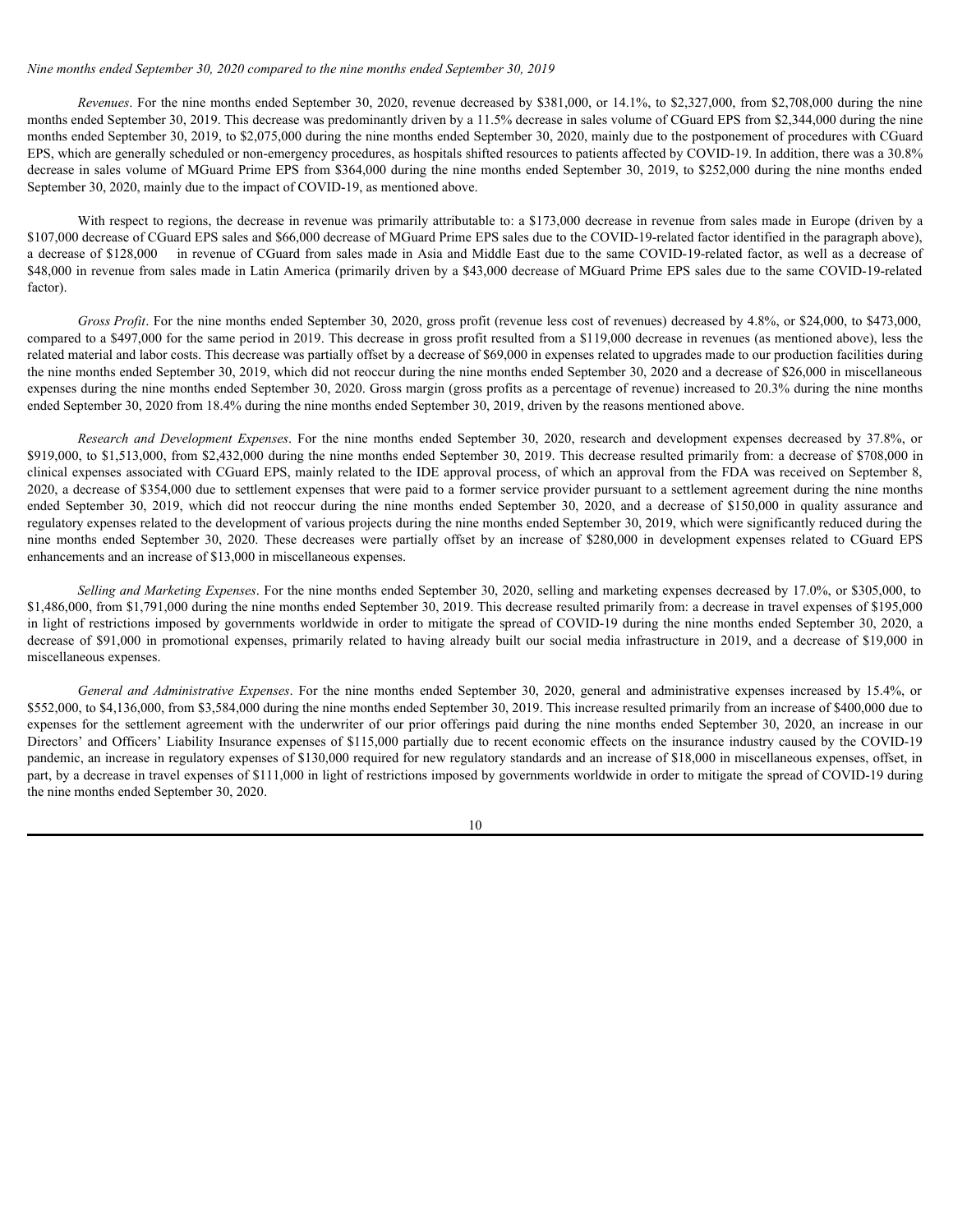*Nine months ended September 30, 2020 compared to the nine months ended September 30, 2019*

*Revenues*. For the nine months ended September 30, 2020, revenue decreased by $381,000, or 14.1%, to $2,327,000, from $2,708,000 during the nine months ended September 30, 2019. This decrease was predominantly driven by a 11.5% decrease in sales volume of CGuard EPS from $2,344,000 during the nine months ended September 30, 2019, to $2,075,000 during the nine months ended September 30, 2020, mainly due to the postponement of procedures with CGuard EPS, which are generally scheduled or non-emergency procedures, as hospitals shifted resources to patients affected by COVID-19. In addition, there was a 30.8% decrease in sales volume of MGuard Prime EPS from $364,000 during the nine months ended September 30, 2019, to $252,000 during the nine months ended September 30, 2020, mainly due to the impact of COVID-19, as mentioned above.

With respect to regions, the decrease in revenue was primarily attributable to: a $173,000 decrease in revenue from sales made in Europe (driven by a $107,000 decrease of CGuard EPS sales and $66,000 decrease of MGuard Prime EPS sales due to the COVID-19-related factor identified in the paragraph above), a decrease of $128,000 in revenue of CGuard from sales made in Asia and Middle East due to the same COVID-19-related factor, as well as a decrease of $48,000 in revenue from sales made in Latin America (primarily driven by a $43,000 decrease of MGuard Prime EPS sales due to the same COVID-19-related factor).

*Gross Profit*. For the nine months ended September 30, 2020, gross profit (revenue less cost of revenues) decreased by 4.8%, or $24,000, to $473,000, compared to a $497,000 for the same period in 2019. This decrease in gross profit resulted from a $119,000 decrease in revenues (as mentioned above), less the related material and labor costs. This decrease was partially offset by a decrease of $69,000 in expenses related to upgrades made to our production facilities during the nine months ended September 30, 2019, which did not reoccur during the nine months ended September 30, 2020 and a decrease of $26,000 in miscellaneous expenses during the nine months ended September 30, 2020. Gross margin (gross profits as a percentage of revenue) increased to 20.3% during the nine months ended September 30, 2020 from 18.4% during the nine months ended September 30, 2019, driven by the reasons mentioned above.

*Research and Development Expenses*. For the nine months ended September 30, 2020, research and development expenses decreased by 37.8%, or $919,000, to $1,513,000, from $2,432,000 during the nine months ended September 30, 2019. This decrease resulted primarily from: a decrease of $708,000 in clinical expenses associated with CGuard EPS, mainly related to the IDE approval process, of which an approval from the FDA was received on September 8, 2020, a decrease of $354,000 due to settlement expenses that were paid to a former service provider pursuant to a settlement agreement during the nine months ended September 30, 2019, which did not reoccur during the nine months ended September 30, 2020, and a decrease of $150,000 in quality assurance and regulatory expenses related to the development of various projects during the nine months ended September 30, 2019, which were significantly reduced during the nine months ended September 30, 2020. These decreases were partially offset by an increase of $280,000 in development expenses related to CGuard EPS enhancements and an increase of $13,000 in miscellaneous expenses.

*Selling and Marketing Expenses*. For the nine months ended September 30, 2020, selling and marketing expenses decreased by 17.0%, or $305,000, to $1,486,000, from $1,791,000 during the nine months ended September 30, 2019. This decrease resulted primarily from: a decrease in travel expenses of $195,000 in light of restrictions imposed by governments worldwide in order to mitigate the spread of COVID-19 during the nine months ended September 30, 2020, a decrease of $91,000 in promotional expenses, primarily related to having already built our social media infrastructure in 2019, and a decrease of $19,000 in miscellaneous expenses.

*General and Administrative Expenses*. For the nine months ended September 30, 2020, general and administrative expenses increased by 15.4%, or $552,000, to $4,136,000, from $3,584,000 during the nine months ended September 30, 2019. This increase resulted primarily from an increase of $400,000 due to expenses for the settlement agreement with the underwriter of our prior offerings paid during the nine months ended September 30, 2020, an increase in our Directors' and Officers' Liability Insurance expenses of $115,000 partially due to recent economic effects on the insurance industry caused by the COVID-19 pandemic, an increase in regulatory expenses of $130,000 required for new regulatory standards and an increase of $18,000 in miscellaneous expenses, offset, in part, by a decrease in travel expenses of $111,000 in light of restrictions imposed by governments worldwide in order to mitigate the spread of COVID-19 during the nine months ended September 30, 2020.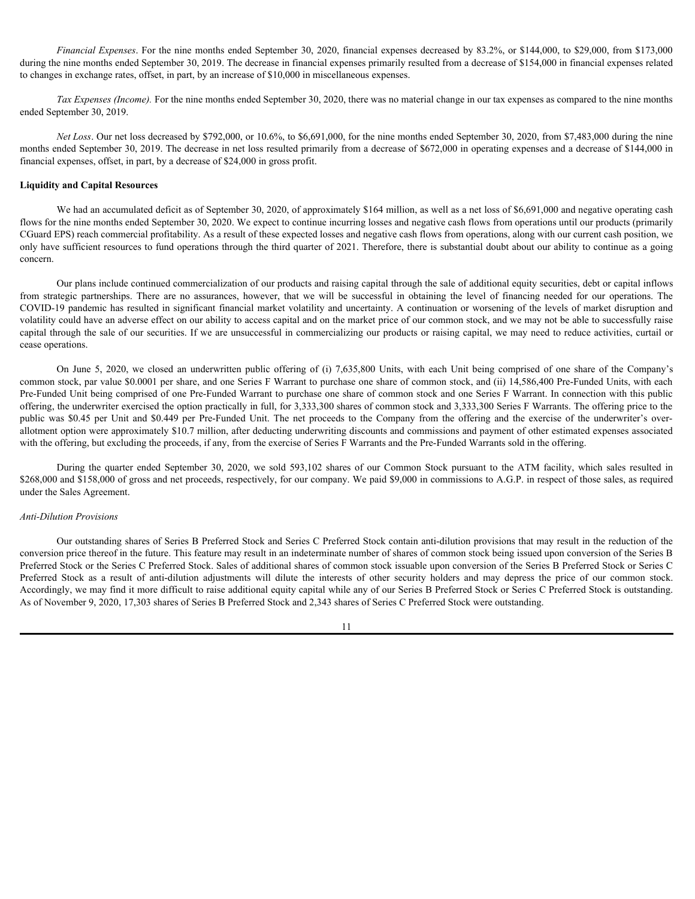*Financial Expenses*. For the nine months ended September 30, 2020, financial expenses decreased by 83.2%, or $144,000, to $29,000, from $173,000 during the nine months ended September 30, 2019. The decrease in financial expenses primarily resulted from a decrease of $154,000 in financial expenses related to changes in exchange rates, offset, in part, by an increase of $10,000 in miscellaneous expenses.

*Tax Expenses (Income).* For the nine months ended September 30, 2020, there was no material change in our tax expenses as compared to the nine months ended September 30, 2019.

*Net Loss*. Our net loss decreased by $792,000, or 10.6%, to $6,691,000, for the nine months ended September 30, 2020, from $7,483,000 during the nine months ended September 30, 2019. The decrease in net loss resulted primarily from a decrease of $672,000 in operating expenses and a decrease of $144,000 in financial expenses, offset, in part, by a decrease of $24,000 in gross profit.

**Liquidity and Capital Resources**

We had an accumulated deficit as of September 30, 2020, of approximately $164 million, as well as a net loss of $6,691,000 and negative operating cash flows for the nine months ended September 30, 2020. We expect to continue incurring losses and negative cash flows from operations until our products (primarily CGuard EPS) reach commercial profitability. As a result of these expected losses and negative cash flows from operations, along with our current cash position, we only have sufficient resources to fund operations through the third quarter of 2021. Therefore, there is substantial doubt about our ability to continue as a going concern.

Our plans include continued commercialization of our products and raising capital through the sale of additional equity securities, debt or capital inflows from strategic partnerships. There are no assurances, however, that we will be successful in obtaining the level of financing needed for our operations. The COVID-19 pandemic has resulted in significant financial market volatility and uncertainty. A continuation or worsening of the levels of market disruption and volatility could have an adverse effect on our ability to access capital and on the market price of our common stock, and we may not be able to successfully raise capital through the sale of our securities. If we are unsuccessful in commercializing our products or raising capital, we may need to reduce activities, curtail or cease operations.

On June 5, 2020, we closed an underwritten public offering of (i) 7,635,800 Units, with each Unit being comprised of one share of the Company's common stock, par value $0.0001 per share, and one Series F Warrant to purchase one share of common stock, and (ii) 14,586,400 Pre-Funded Units, with each Pre-Funded Unit being comprised of one Pre-Funded Warrant to purchase one share of common stock and one Series F Warrant. In connection with this public offering, the underwriter exercised the option practically in full, for 3,333,300 shares of common stock and 3,333,300 Series F Warrants. The offering price to the public was $0.45 per Unit and $0.449 per Pre-Funded Unit. The net proceeds to the Company from the offering and the exercise of the underwriter's over-allotment option were approximately $10.7 million, after deducting underwriting discounts and commissions and payment of other estimated expenses associated with the offering, but excluding the proceeds, if any, from the exercise of Series F Warrants and the Pre-Funded Warrants sold in the offering.

During the quarter ended September 30, 2020, we sold 593,102 shares of our Common Stock pursuant to the ATM facility, which sales resulted in $268,000 and $158,000 of gross and net proceeds, respectively, for our company. We paid $9,000 in commissions to A.G.P. in respect of those sales, as required under the Sales Agreement.

*Anti-Dilution Provisions*

Our outstanding shares of Series B Preferred Stock and Series C Preferred Stock contain anti-dilution provisions that may result in the reduction of the conversion price thereof in the future. This feature may result in an indeterminate number of shares of common stock being issued upon conversion of the Series B Preferred Stock or the Series C Preferred Stock. Sales of additional shares of common stock issuable upon conversion of the Series B Preferred Stock or Series C Preferred Stock as a result of anti-dilution adjustments will dilute the interests of other security holders and may depress the price of our common stock. Accordingly, we may find it more difficult to raise additional equity capital while any of our Series B Preferred Stock or Series C Preferred Stock is outstanding. As of November 9, 2020, 17,303 shares of Series B Preferred Stock and 2,343 shares of Series C Preferred Stock were outstanding.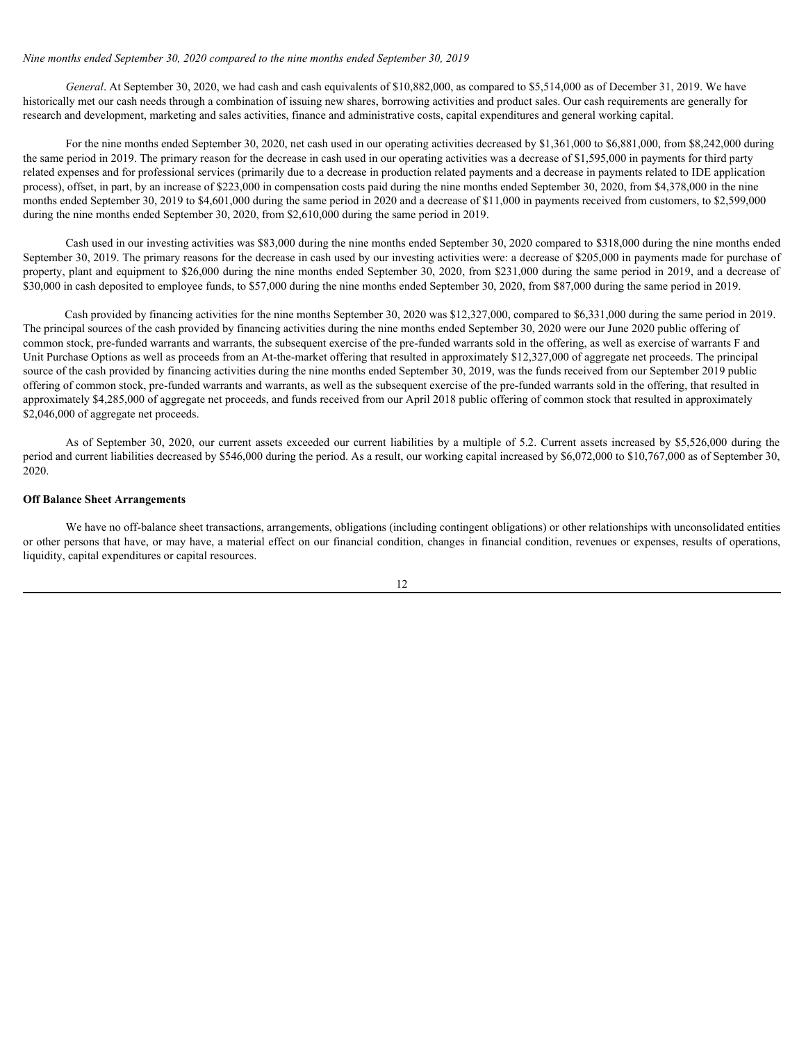*Nine months ended September 30, 2020 compared to the nine months ended September 30, 2019*

*General*. At September 30, 2020, we had cash and cash equivalents of $10,882,000, as compared to $5,514,000 as of December 31, 2019. We have historically met our cash needs through a combination of issuing new shares, borrowing activities and product sales. Our cash requirements are generally for research and development, marketing and sales activities, finance and administrative costs, capital expenditures and general working capital.

For the nine months ended September 30, 2020, net cash used in our operating activities decreased by $1,361,000 to $6,881,000, from $8,242,000 during the same period in 2019. The primary reason for the decrease in cash used in our operating activities was a decrease of $1,595,000 in payments for third party related expenses and for professional services (primarily due to a decrease in production related payments and a decrease in payments related to IDE application process), offset, in part, by an increase of $223,000 in compensation costs paid during the nine months ended September 30, 2020, from $4,378,000 in the nine months ended September 30, 2019 to $4,601,000 during the same period in 2020 and a decrease of $11,000 in payments received from customers, to $2,599,000 during the nine months ended September 30, 2020, from $2,610,000 during the same period in 2019.

Cash used in our investing activities was $83,000 during the nine months ended September 30, 2020 compared to $318,000 during the nine months ended September 30, 2019. The primary reasons for the decrease in cash used by our investing activities were: a decrease of $205,000 in payments made for purchase of property, plant and equipment to $26,000 during the nine months ended September 30, 2020, from $231,000 during the same period in 2019, and a decrease of $30,000 in cash deposited to employee funds, to $57,000 during the nine months ended September 30, 2020, from $87,000 during the same period in 2019.

Cash provided by financing activities for the nine months September 30, 2020 was $12,327,000, compared to $6,331,000 during the same period in 2019. The principal sources of the cash provided by financing activities during the nine months ended September 30, 2020 were our June 2020 public offering of common stock, pre-funded warrants and warrants, the subsequent exercise of the pre-funded warrants sold in the offering, as well as exercise of warrants F and Unit Purchase Options as well as proceeds from an At-the-market offering that resulted in approximately $12,327,000 of aggregate net proceeds. The principal source of the cash provided by financing activities during the nine months ended September 30, 2019, was the funds received from our September 2019 public offering of common stock, pre-funded warrants and warrants, as well as the subsequent exercise of the pre-funded warrants sold in the offering, that resulted in approximately $4,285,000 of aggregate net proceeds, and funds received from our April 2018 public offering of common stock that resulted in approximately $2,046,000 of aggregate net proceeds.

As of September 30, 2020, our current assets exceeded our current liabilities by a multiple of 5.2. Current assets increased by $5,526,000 during the period and current liabilities decreased by $546,000 during the period. As a result, our working capital increased by $6,072,000 to $10,767,000 as of September 30, 2020.

**Off Balance Sheet Arrangements**

We have no off-balance sheet transactions, arrangements, obligations (including contingent obligations) or other relationships with unconsolidated entities or other persons that have, or may have, a material effect on our financial condition, changes in financial condition, revenues or expenses, results of operations, liquidity, capital expenditures or capital resources.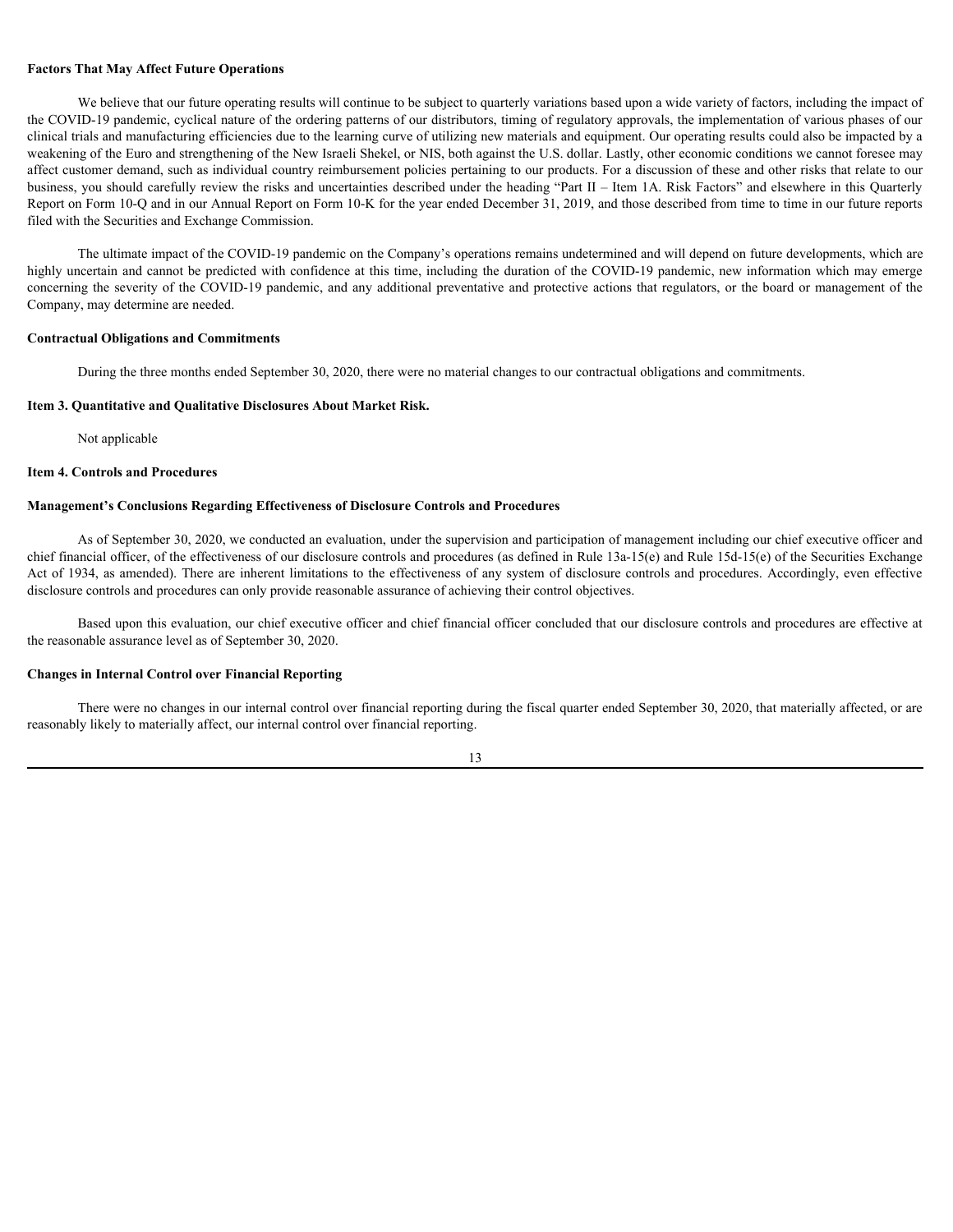**Factors That May Affect Future Operations**

We believe that our future operating results will continue to be subject to quarterly variations based upon a wide variety of factors, including the impact of the COVID-19 pandemic, cyclical nature of the ordering patterns of our distributors, timing of regulatory approvals, the implementation of various phases of our clinical trials and manufacturing efficiencies due to the learning curve of utilizing new materials and equipment. Our operating results could also be impacted by a weakening of the Euro and strengthening of the New Israeli Shekel, or NIS, both against the U.S. dollar. Lastly, other economic conditions we cannot foresee may affect customer demand, such as individual country reimbursement policies pertaining to our products. For a discussion of these and other risks that relate to our business, you should carefully review the risks and uncertainties described under the heading "Part II – Item 1A. Risk Factors" and elsewhere in this Quarterly Report on Form 10-Q and in our Annual Report on Form 10-K for the year ended December 31, 2019, and those described from time to time in our future reports filed with the Securities and Exchange Commission.

The ultimate impact of the COVID-19 pandemic on the Company's operations remains undetermined and will depend on future developments, which are highly uncertain and cannot be predicted with confidence at this time, including the duration of the COVID-19 pandemic, new information which may emerge concerning the severity of the COVID-19 pandemic, and any additional preventative and protective actions that regulators, or the board or management of the Company, may determine are needed.

**Contractual Obligations and Commitments**

During the three months ended September 30, 2020, there were no material changes to our contractual obligations and commitments.

**Item 3. Quantitative and Qualitative Disclosures About Market Risk.**

Not applicable

**Item 4. Controls and Procedures**

**Management's Conclusions Regarding Effectiveness of Disclosure Controls and Procedures**

As of September 30, 2020, we conducted an evaluation, under the supervision and participation of management including our chief executive officer and chief financial officer, of the effectiveness of our disclosure controls and procedures (as defined in Rule 13a-15(e) and Rule 15d-15(e) of the Securities Exchange Act of 1934, as amended). There are inherent limitations to the effectiveness of any system of disclosure controls and procedures. Accordingly, even effective disclosure controls and procedures can only provide reasonable assurance of achieving their control objectives.

Based upon this evaluation, our chief executive officer and chief financial officer concluded that our disclosure controls and procedures are effective at the reasonable assurance level as of September 30, 2020.

**Changes in Internal Control over Financial Reporting**

There were no changes in our internal control over financial reporting during the fiscal quarter ended September 30, 2020, that materially affected, or are reasonably likely to materially affect, our internal control over financial reporting.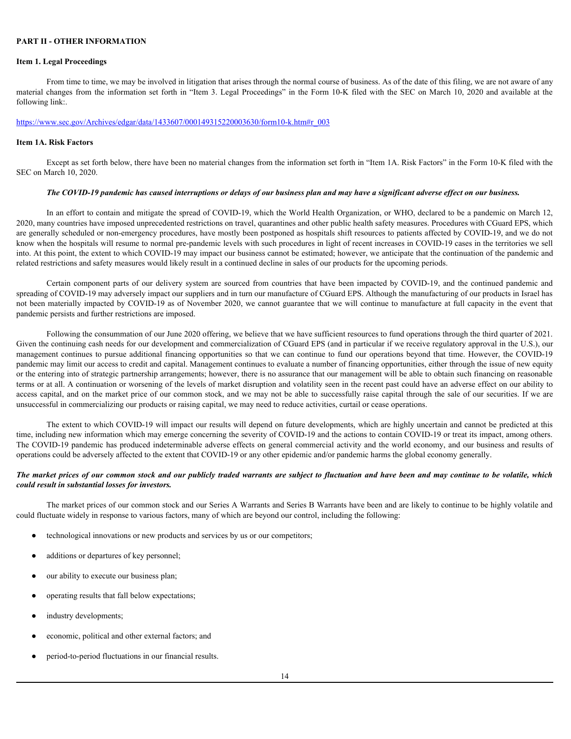## PART II - OTHER INFORMATION

### Item 1. Legal Proceedings

From time to time, we may be involved in litigation that arises through the normal course of business. As of the date of this filing, we are not aware of any material changes from the information set forth in "Item 3. Legal Proceedings" in the Form 10-K filed with the SEC on March 10, 2020 and available at the following link:.

https://www.sec.gov/Archives/edgar/data/1433607/000149315220003630/form10-k.htm#r_003

### Item 1A. Risk Factors

Except as set forth below, there have been no material changes from the information set forth in "Item 1A. Risk Factors" in the Form 10-K filed with the SEC on March 10, 2020.

***The COVID-19 pandemic has caused interruptions or delays of our business plan and may have a significant adverse effect on our business.***

In an effort to contain and mitigate the spread of COVID-19, which the World Health Organization, or WHO, declared to be a pandemic on March 12, 2020, many countries have imposed unprecedented restrictions on travel, quarantines and other public health safety measures. Procedures with CGuard EPS, which are generally scheduled or non-emergency procedures, have mostly been postponed as hospitals shift resources to patients affected by COVID-19, and we do not know when the hospitals will resume to normal pre-pandemic levels with such procedures in light of recent increases in COVID-19 cases in the territories we sell into. At this point, the extent to which COVID-19 may impact our business cannot be estimated; however, we anticipate that the continuation of the pandemic and related restrictions and safety measures would likely result in a continued decline in sales of our products for the upcoming periods.

Certain component parts of our delivery system are sourced from countries that have been impacted by COVID-19, and the continued pandemic and spreading of COVID-19 may adversely impact our suppliers and in turn our manufacture of CGuard EPS. Although the manufacturing of our products in Israel has not been materially impacted by COVID-19 as of November 2020, we cannot guarantee that we will continue to manufacture at full capacity in the event that pandemic persists and further restrictions are imposed.

Following the consummation of our June 2020 offering, we believe that we have sufficient resources to fund operations through the third quarter of 2021. Given the continuing cash needs for our development and commercialization of CGuard EPS (and in particular if we receive regulatory approval in the U.S.), our management continues to pursue additional financing opportunities so that we can continue to fund our operations beyond that time. However, the COVID-19 pandemic may limit our access to credit and capital. Management continues to evaluate a number of financing opportunities, either through the issue of new equity or the entering into of strategic partnership arrangements; however, there is no assurance that our management will be able to obtain such financing on reasonable terms or at all. A continuation or worsening of the levels of market disruption and volatility seen in the recent past could have an adverse effect on our ability to access capital, and on the market price of our common stock, and we may not be able to successfully raise capital through the sale of our securities. If we are unsuccessful in commercializing our products or raising capital, we may need to reduce activities, curtail or cease operations.

The extent to which COVID-19 will impact our results will depend on future developments, which are highly uncertain and cannot be predicted at this time, including new information which may emerge concerning the severity of COVID-19 and the actions to contain COVID-19 or treat its impact, among others. The COVID-19 pandemic has produced indeterminable adverse effects on general commercial activity and the world economy, and our business and results of operations could be adversely affected to the extent that COVID-19 or any other epidemic and/or pandemic harms the global economy generally.

***The market prices of our common stock and our publicly traded warrants are subject to fluctuation and have been and may continue to be volatile, which could result in substantial losses for investors.***

The market prices of our common stock and our Series A Warrants and Series B Warrants have been and are likely to continue to be highly volatile and could fluctuate widely in response to various factors, many of which are beyond our control, including the following:

- technological innovations or new products and services by us or our competitors;
- additions or departures of key personnel;
- our ability to execute our business plan;
- operating results that fall below expectations;
- industry developments;
- economic, political and other external factors; and
- period-to-period fluctuations in our financial results.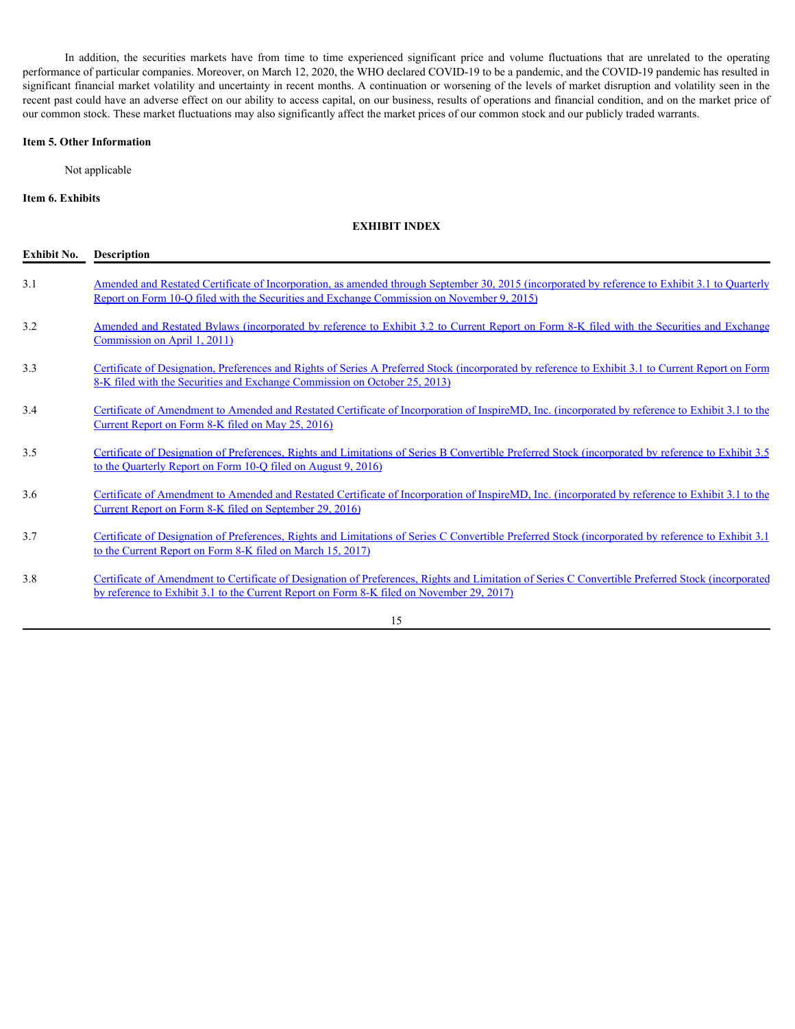In addition, the securities markets have from time to time experienced significant price and volume fluctuations that are unrelated to the operating performance of particular companies. Moreover, on March 12, 2020, the WHO declared COVID-19 to be a pandemic, and the COVID-19 pandemic has resulted in significant financial market volatility and uncertainty in recent months. A continuation or worsening of the levels of market disruption and volatility seen in the recent past could have an adverse effect on our ability to access capital, on our business, results of operations and financial condition, and on the market price of our common stock. These market fluctuations may also significantly affect the market prices of our common stock and our publicly traded warrants.

**Item 5. Other Information**

Not applicable

**Item 6. Exhibits**

**EXHIBIT INDEX**

| Exhibit No. | Description |
|---|---|
| 3.1 | Amended and Restated Certificate of Incorporation, as amended through September 30, 2015 (incorporated by reference to Exhibit 3.1 to Quarterly Report on Form 10-Q filed with the Securities and Exchange Commission on November 9, 2015) |
| 3.2 | Amended and Restated Bylaws (incorporated by reference to Exhibit 3.2 to Current Report on Form 8-K filed with the Securities and Exchange Commission on April 1, 2011) |
| 3.3 | Certificate of Designation, Preferences and Rights of Series A Preferred Stock (incorporated by reference to Exhibit 3.1 to Current Report on Form 8-K filed with the Securities and Exchange Commission on October 25, 2013) |
| 3.4 | Certificate of Amendment to Amended and Restated Certificate of Incorporation of InspireMD, Inc. (incorporated by reference to Exhibit 3.1 to the Current Report on Form 8-K filed on May 25, 2016) |
| 3.5 | Certificate of Designation of Preferences, Rights and Limitations of Series B Convertible Preferred Stock (incorporated by reference to Exhibit 3.5 to the Quarterly Report on Form 10-Q filed on August 9, 2016) |
| 3.6 | Certificate of Amendment to Amended and Restated Certificate of Incorporation of InspireMD, Inc. (incorporated by reference to Exhibit 3.1 to the Current Report on Form 8-K filed on September 29, 2016) |
| 3.7 | Certificate of Designation of Preferences, Rights and Limitations of Series C Convertible Preferred Stock (incorporated by reference to Exhibit 3.1 to the Current Report on Form 8-K filed on March 15, 2017) |
| 3.8 | Certificate of Amendment to Certificate of Designation of Preferences, Rights and Limitation of Series C Convertible Preferred Stock (incorporated by reference to Exhibit 3.1 to the Current Report on Form 8-K filed on November 29, 2017) |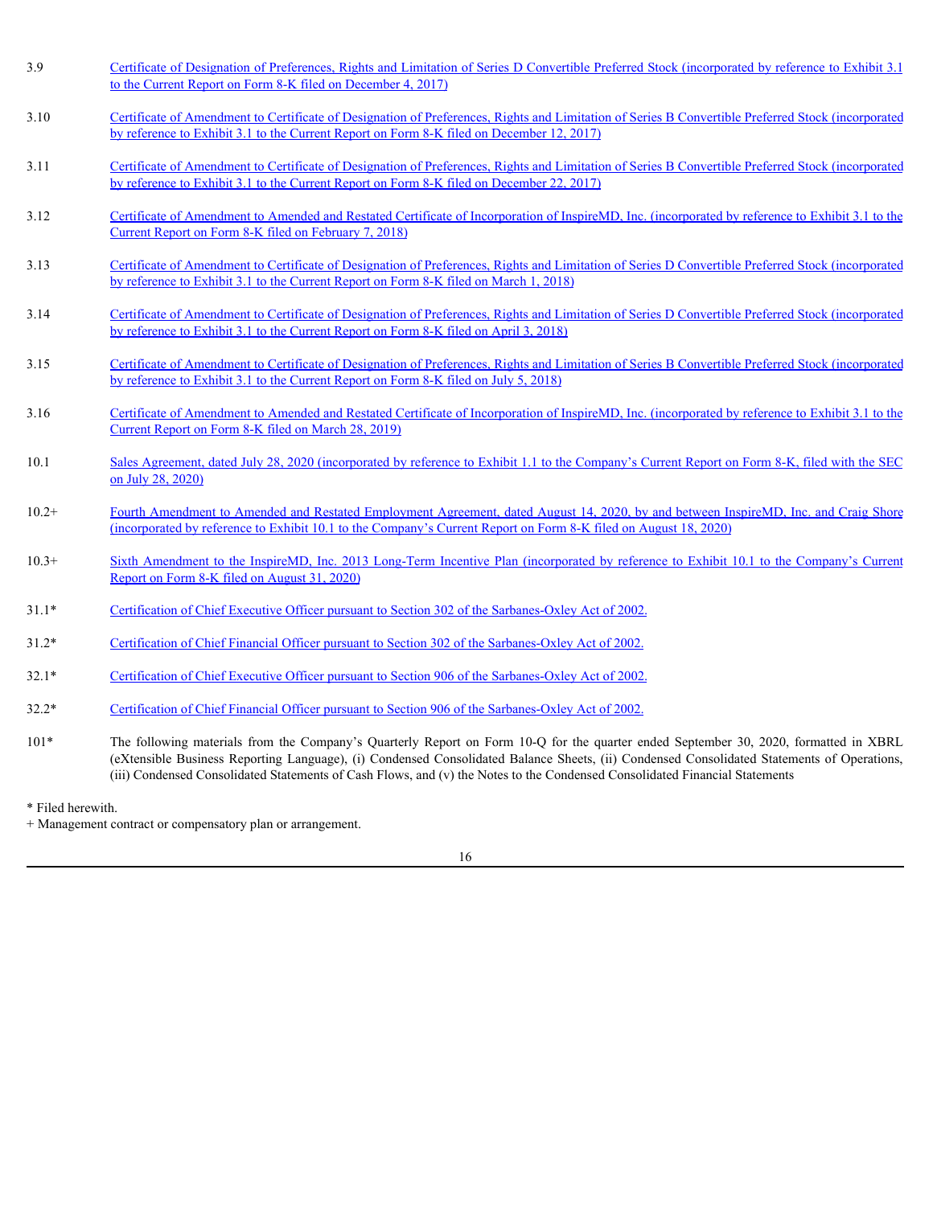| | |
|---|---|
| 3.9 | Certificate of Designation of Preferences, Rights and Limitation of Series D Convertible Preferred Stock (incorporated by reference to Exhibit 3.1 to the Current Report on Form 8-K filed on December 4, 2017) |
| 3.10 | Certificate of Amendment to Certificate of Designation of Preferences, Rights and Limitation of Series B Convertible Preferred Stock (incorporated by reference to Exhibit 3.1 to the Current Report on Form 8-K filed on December 12, 2017) |
| 3.11 | Certificate of Amendment to Certificate of Designation of Preferences, Rights and Limitation of Series B Convertible Preferred Stock (incorporated by reference to Exhibit 3.1 to the Current Report on Form 8-K filed on December 22, 2017) |
| 3.12 | Certificate of Amendment to Amended and Restated Certificate of Incorporation of InspireMD, Inc. (incorporated by reference to Exhibit 3.1 to the Current Report on Form 8-K filed on February 7, 2018) |
| 3.13 | Certificate of Amendment to Certificate of Designation of Preferences, Rights and Limitation of Series D Convertible Preferred Stock (incorporated by reference to Exhibit 3.1 to the Current Report on Form 8-K filed on March 1, 2018) |
| 3.14 | Certificate of Amendment to Certificate of Designation of Preferences, Rights and Limitation of Series D Convertible Preferred Stock (incorporated by reference to Exhibit 3.1 to the Current Report on Form 8-K filed on April 3, 2018) |
| 3.15 | Certificate of Amendment to Certificate of Designation of Preferences, Rights and Limitation of Series B Convertible Preferred Stock (incorporated by reference to Exhibit 3.1 to the Current Report on Form 8-K filed on July 5, 2018) |
| 3.16 | Certificate of Amendment to Amended and Restated Certificate of Incorporation of InspireMD, Inc. (incorporated by reference to Exhibit 3.1 to the Current Report on Form 8-K filed on March 28, 2019) |
| 10.1 | Sales Agreement, dated July 28, 2020 (incorporated by reference to Exhibit 1.1 to the Company's Current Report on Form 8-K, filed with the SEC on July 28, 2020) |
| 10.2+ | Fourth Amendment to Amended and Restated Employment Agreement, dated August 14, 2020, by and between InspireMD, Inc. and Craig Shore (incorporated by reference to Exhibit 10.1 to the Company's Current Report on Form 8-K filed on August 18, 2020) |
| 10.3+ | Sixth Amendment to the InspireMD, Inc. 2013 Long-Term Incentive Plan (incorporated by reference to Exhibit 10.1 to the Company's Current Report on Form 8-K filed on August 31, 2020) |
| 31.1* | Certification of Chief Executive Officer pursuant to Section 302 of the Sarbanes-Oxley Act of 2002. |
| 31.2* | Certification of Chief Financial Officer pursuant to Section 302 of the Sarbanes-Oxley Act of 2002. |
| 32.1* | Certification of Chief Executive Officer pursuant to Section 906 of the Sarbanes-Oxley Act of 2002. |
| 32.2* | Certification of Chief Financial Officer pursuant to Section 906 of the Sarbanes-Oxley Act of 2002. |
| 101* | The following materials from the Company's Quarterly Report on Form 10-Q for the quarter ended September 30, 2020, formatted in XBRL (eXtensible Business Reporting Language), (i) Condensed Consolidated Balance Sheets, (ii) Condensed Consolidated Statements of Operations, (iii) Condensed Consolidated Statements of Cash Flows, and (v) the Notes to the Condensed Consolidated Financial Statements |

\* Filed herewith.

+ Management contract or compensatory plan or arrangement.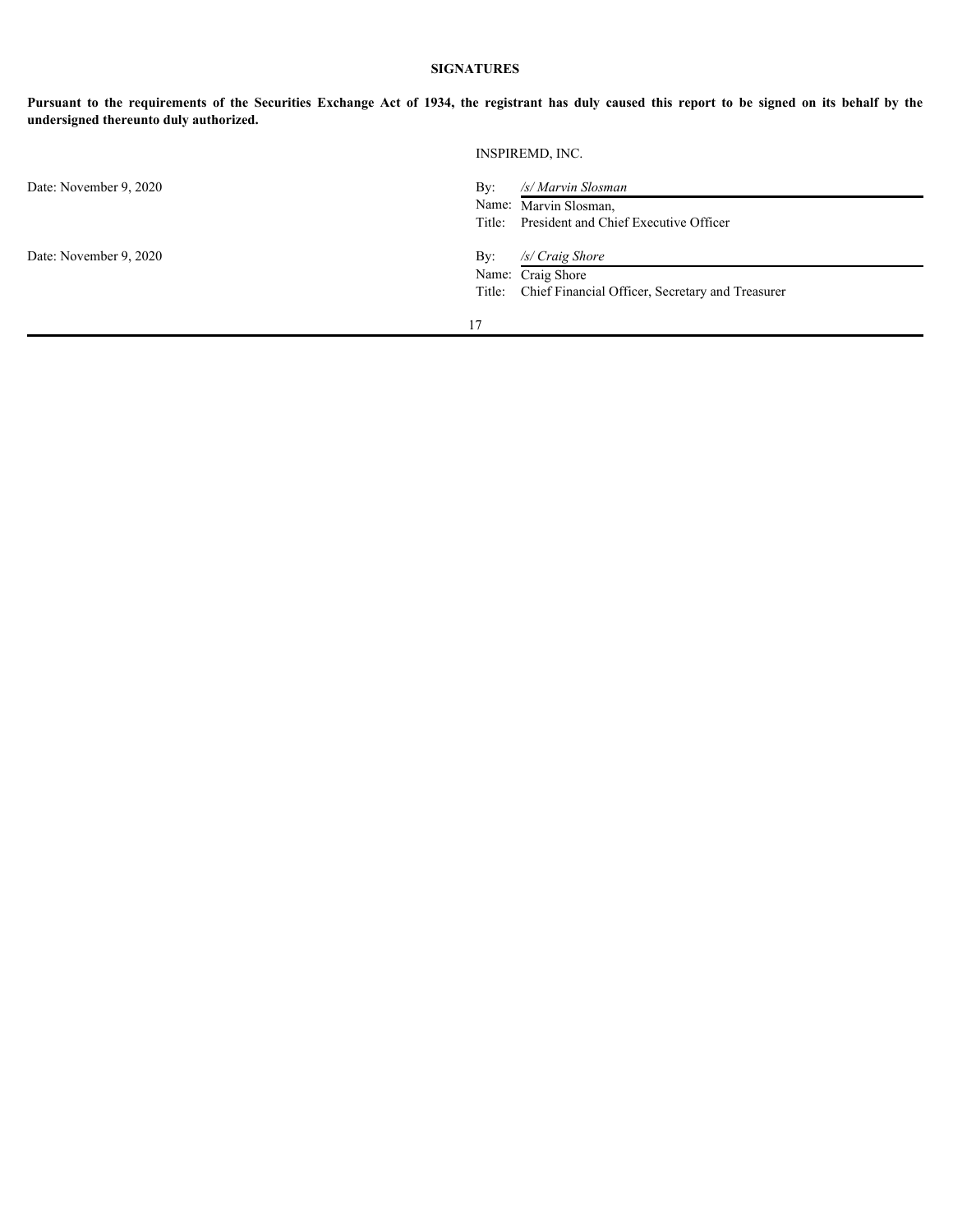## SIGNATURES

**Pursuant to the requirements of the Securities Exchange Act of 1934, the registrant has duly caused this report to be signed on its behalf by the undersigned thereunto duly authorized.**

INSPIREMD, INC.

| | |
|---|---|
| Date: November 9, 2020 | By: */s/ Marvin Slosman* |
| | Name: Marvin Slosman, |
| | Title: President and Chief Executive Officer |
| Date: November 9, 2020 | By: */s/ Craig Shore* |
| | Name: Craig Shore |
| | Title: Chief Financial Officer, Secretary and Treasurer |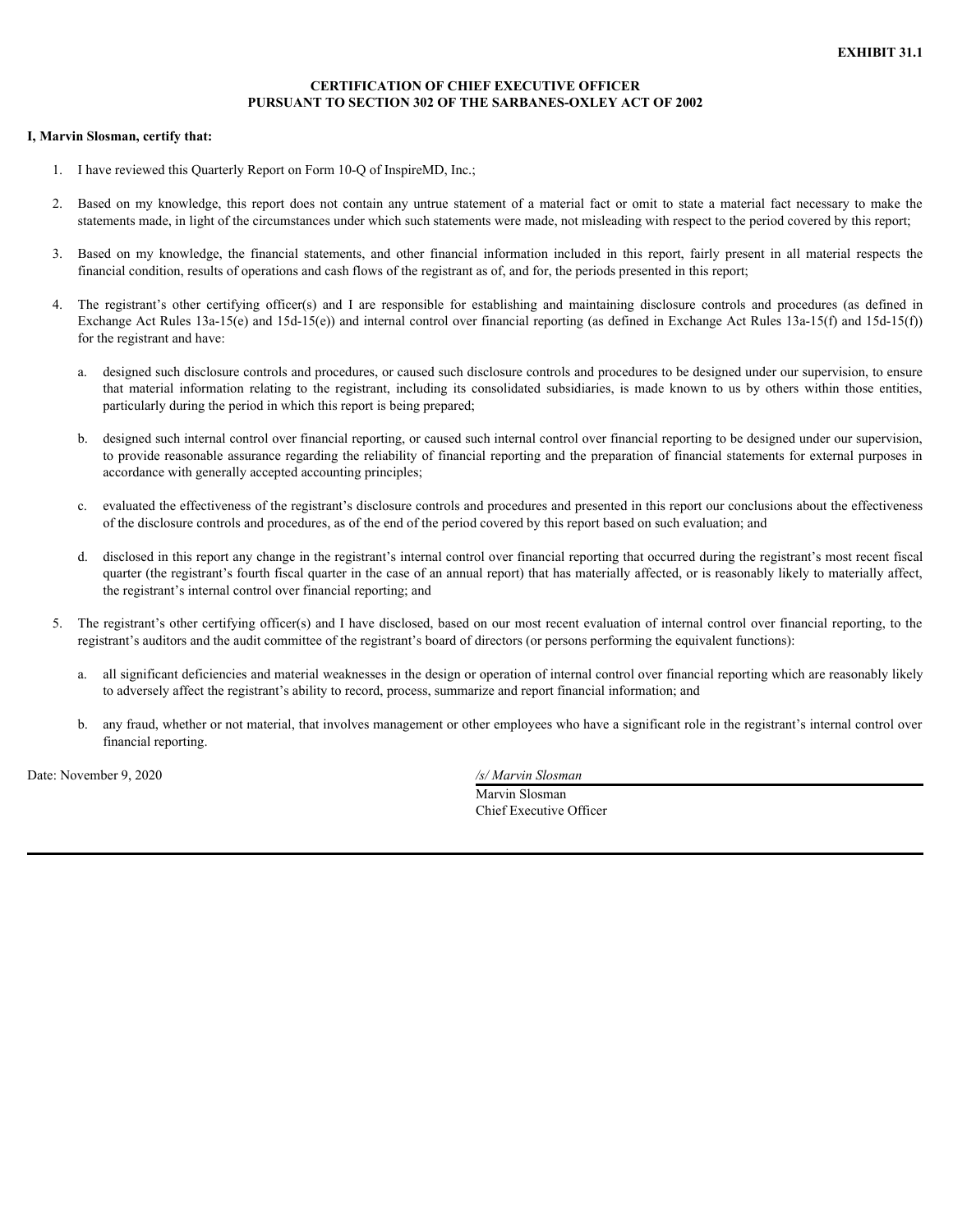**EXHIBIT 31.1**

**CERTIFICATION OF CHIEF EXECUTIVE OFFICER**
**PURSUANT TO SECTION 302 OF THE SARBANES-OXLEY ACT OF 2002**

**I, Marvin Slosman, certify that:**

1. I have reviewed this Quarterly Report on Form 10-Q of InspireMD, Inc.;

2. Based on my knowledge, this report does not contain any untrue statement of a material fact or omit to state a material fact necessary to make the statements made, in light of the circumstances under which such statements were made, not misleading with respect to the period covered by this report;

3. Based on my knowledge, the financial statements, and other financial information included in this report, fairly present in all material respects the financial condition, results of operations and cash flows of the registrant as of, and for, the periods presented in this report;

4. The registrant's other certifying officer(s) and I are responsible for establishing and maintaining disclosure controls and procedures (as defined in Exchange Act Rules 13a-15(e) and 15d-15(e)) and internal control over financial reporting (as defined in Exchange Act Rules 13a-15(f) and 15d-15(f)) for the registrant and have:

   a. designed such disclosure controls and procedures, or caused such disclosure controls and procedures to be designed under our supervision, to ensure that material information relating to the registrant, including its consolidated subsidiaries, is made known to us by others within those entities, particularly during the period in which this report is being prepared;

   b. designed such internal control over financial reporting, or caused such internal control over financial reporting to be designed under our supervision, to provide reasonable assurance regarding the reliability of financial reporting and the preparation of financial statements for external purposes in accordance with generally accepted accounting principles;

   c. evaluated the effectiveness of the registrant's disclosure controls and procedures and presented in this report our conclusions about the effectiveness of the disclosure controls and procedures, as of the end of the period covered by this report based on such evaluation; and

   d. disclosed in this report any change in the registrant's internal control over financial reporting that occurred during the registrant's most recent fiscal quarter (the registrant's fourth fiscal quarter in the case of an annual report) that has materially affected, or is reasonably likely to materially affect, the registrant's internal control over financial reporting; and

5. The registrant's other certifying officer(s) and I have disclosed, based on our most recent evaluation of internal control over financial reporting, to the registrant's auditors and the audit committee of the registrant's board of directors (or persons performing the equivalent functions):

   a. all significant deficiencies and material weaknesses in the design or operation of internal control over financial reporting which are reasonably likely to adversely affect the registrant's ability to record, process, summarize and report financial information; and

   b. any fraud, whether or not material, that involves management or other employees who have a significant role in the registrant's internal control over financial reporting.

Date: November 9, 2020

*/s/ Marvin Slosman*
Marvin Slosman
Chief Executive Officer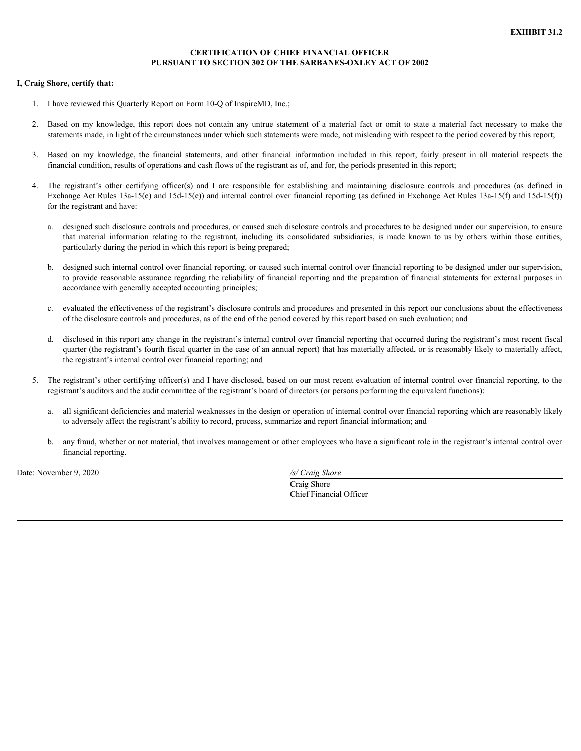**EXHIBIT 31.2**

**CERTIFICATION OF CHIEF FINANCIAL OFFICER**
**PURSUANT TO SECTION 302 OF THE SARBANES-OXLEY ACT OF 2002**

**I, Craig Shore, certify that:**

1. I have reviewed this Quarterly Report on Form 10-Q of InspireMD, Inc.;

2. Based on my knowledge, this report does not contain any untrue statement of a material fact or omit to state a material fact necessary to make the statements made, in light of the circumstances under which such statements were made, not misleading with respect to the period covered by this report;

3. Based on my knowledge, the financial statements, and other financial information included in this report, fairly present in all material respects the financial condition, results of operations and cash flows of the registrant as of, and for, the periods presented in this report;

4. The registrant's other certifying officer(s) and I are responsible for establishing and maintaining disclosure controls and procedures (as defined in Exchange Act Rules 13a-15(e) and 15d-15(e)) and internal control over financial reporting (as defined in Exchange Act Rules 13a-15(f) and 15d-15(f)) for the registrant and have:

   a. designed such disclosure controls and procedures, or caused such disclosure controls and procedures to be designed under our supervision, to ensure that material information relating to the registrant, including its consolidated subsidiaries, is made known to us by others within those entities, particularly during the period in which this report is being prepared;

   b. designed such internal control over financial reporting, or caused such internal control over financial reporting to be designed under our supervision, to provide reasonable assurance regarding the reliability of financial reporting and the preparation of financial statements for external purposes in accordance with generally accepted accounting principles;

   c. evaluated the effectiveness of the registrant's disclosure controls and procedures and presented in this report our conclusions about the effectiveness of the disclosure controls and procedures, as of the end of the period covered by this report based on such evaluation; and

   d. disclosed in this report any change in the registrant's internal control over financial reporting that occurred during the registrant's most recent fiscal quarter (the registrant's fourth fiscal quarter in the case of an annual report) that has materially affected, or is reasonably likely to materially affect, the registrant's internal control over financial reporting; and

5. The registrant's other certifying officer(s) and I have disclosed, based on our most recent evaluation of internal control over financial reporting, to the registrant's auditors and the audit committee of the registrant's board of directors (or persons performing the equivalent functions):

   a. all significant deficiencies and material weaknesses in the design or operation of internal control over financial reporting which are reasonably likely to adversely affect the registrant's ability to record, process, summarize and report financial information; and

   b. any fraud, whether or not material, that involves management or other employees who have a significant role in the registrant's internal control over financial reporting.

Date: November 9, 2020

*/s/ Craig Shore*
Craig Shore
Chief Financial Officer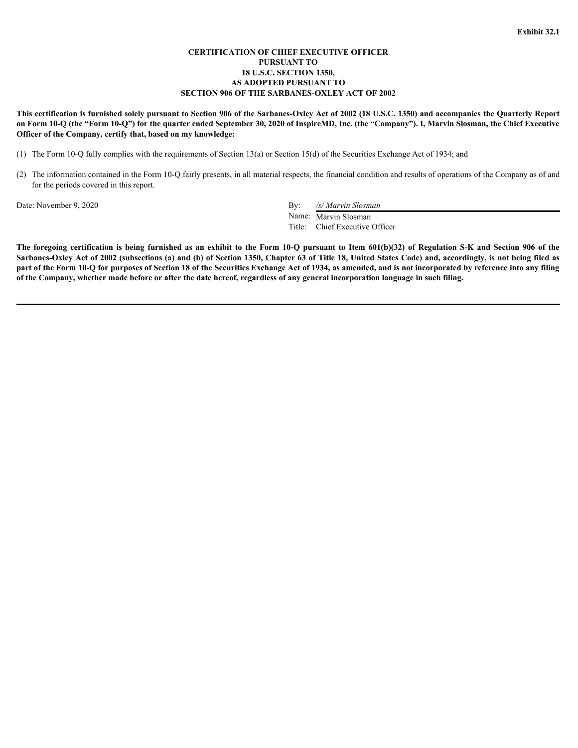**Exhibit 32.1**

**CERTIFICATION OF CHIEF EXECUTIVE OFFICER**
**PURSUANT TO**
**18 U.S.C. SECTION 1350,**
**AS ADOPTED PURSUANT TO**
**SECTION 906 OF THE SARBANES-OXLEY ACT OF 2002**

**This certification is furnished solely pursuant to Section 906 of the Sarbanes-Oxley Act of 2002 (18 U.S.C. 1350) and accompanies the Quarterly Report on Form 10-Q (the "Form 10-Q") for the quarter ended September 30, 2020 of InspireMD, Inc. (the "Company"). I, Marvin Slosman, the Chief Executive Officer of the Company, certify that, based on my knowledge:**

(1) The Form 10-Q fully complies with the requirements of Section 13(a) or Section 15(d) of the Securities Exchange Act of 1934; and

(2) The information contained in the Form 10-Q fairly presents, in all material respects, the financial condition and results of operations of the Company as of and for the periods covered in this report.

Date: November 9, 2020

By: */s/ Marvin Slosman*
Name: Marvin Slosman
Title: Chief Executive Officer

**The foregoing certification is being furnished as an exhibit to the Form 10-Q pursuant to Item 601(b)(32) of Regulation S-K and Section 906 of the Sarbanes-Oxley Act of 2002 (subsections (a) and (b) of Section 1350, Chapter 63 of Title 18, United States Code) and, accordingly, is not being filed as part of the Form 10-Q for purposes of Section 18 of the Securities Exchange Act of 1934, as amended, and is not incorporated by reference into any filing of the Company, whether made before or after the date hereof, regardless of any general incorporation language in such filing.**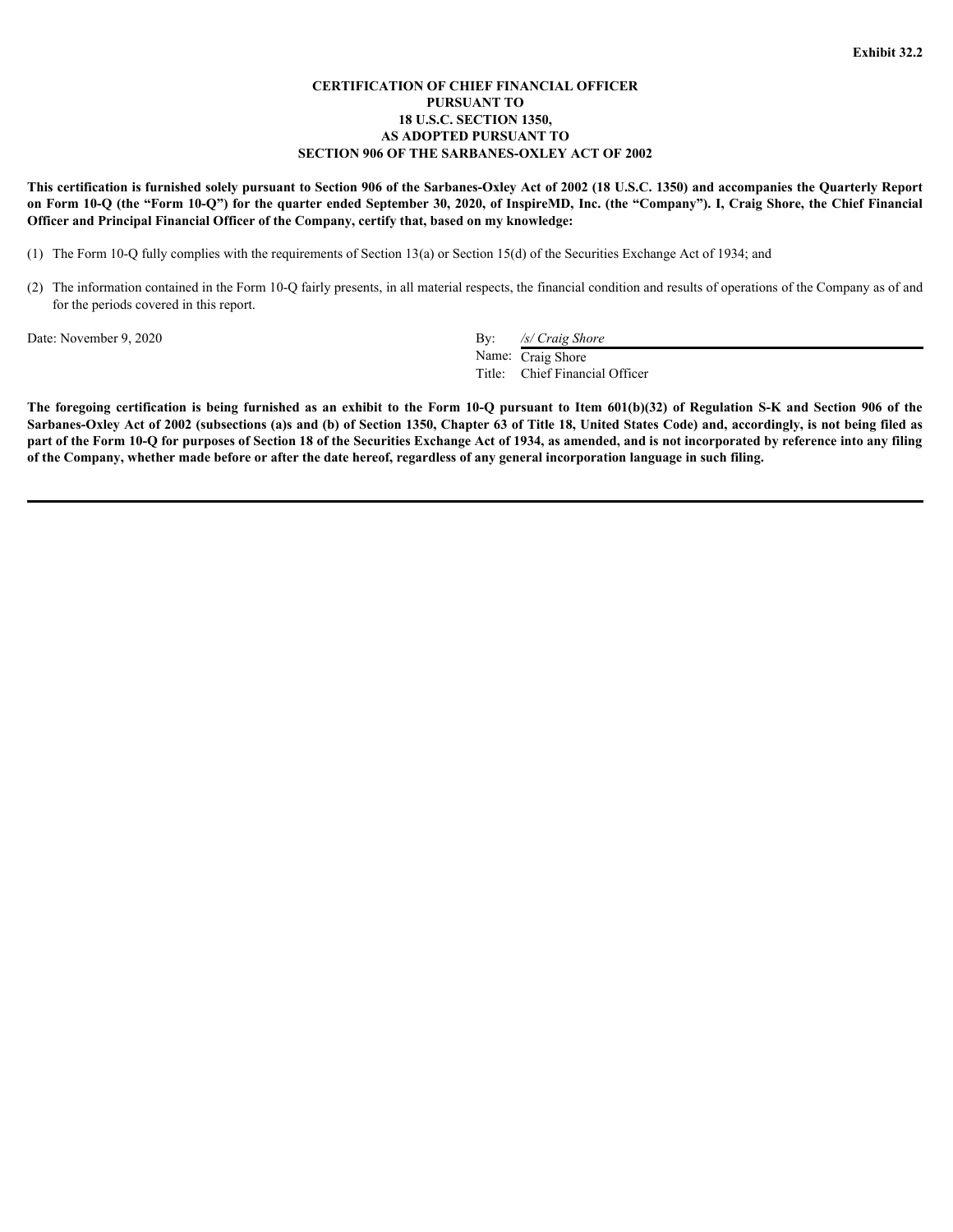**Exhibit 32.2**

**CERTIFICATION OF CHIEF FINANCIAL OFFICER**
**PURSUANT TO**
**18 U.S.C. SECTION 1350,**
**AS ADOPTED PURSUANT TO**
**SECTION 906 OF THE SARBANES-OXLEY ACT OF 2002**

**This certification is furnished solely pursuant to Section 906 of the Sarbanes-Oxley Act of 2002 (18 U.S.C. 1350) and accompanies the Quarterly Report on Form 10-Q (the "Form 10-Q") for the quarter ended September 30, 2020, of InspireMD, Inc. (the "Company"). I, Craig Shore, the Chief Financial Officer and Principal Financial Officer of the Company, certify that, based on my knowledge:**

(1) The Form 10-Q fully complies with the requirements of Section 13(a) or Section 15(d) of the Securities Exchange Act of 1934; and

(2) The information contained in the Form 10-Q fairly presents, in all material respects, the financial condition and results of operations of the Company as of and for the periods covered in this report.

Date: November 9, 2020

By: */s/ Craig Shore*
Name: Craig Shore
Title: Chief Financial Officer

**The foregoing certification is being furnished as an exhibit to the Form 10-Q pursuant to Item 601(b)(32) of Regulation S-K and Section 906 of the Sarbanes-Oxley Act of 2002 (subsections (a)s and (b) of Section 1350, Chapter 63 of Title 18, United States Code) and, accordingly, is not being filed as part of the Form 10-Q for purposes of Section 18 of the Securities Exchange Act of 1934, as amended, and is not incorporated by reference into any filing of the Company, whether made before or after the date hereof, regardless of any general incorporation language in such filing.**